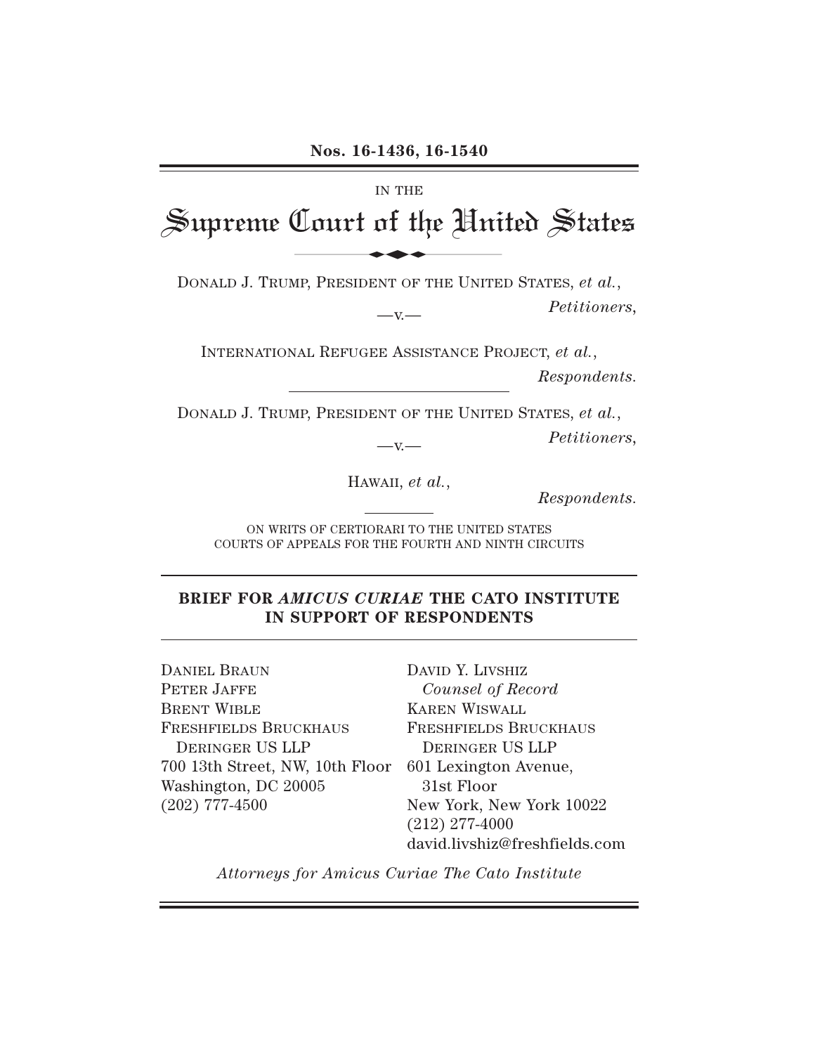**Nos. 16-1436, 16-1540**

IN THE

# Supreme Court of the United States

DONALD J. TRUMP, PRESIDENT OF THE UNITED STATES, *et al.*,

*Petitioners*,

—v.—

INTERNATIONAL REFUGEE ASSISTANCE PROJECT, *et al.*,

*Respondents.*

DONALD J. TRUMP, PRESIDENT OF THE UNITED STATES, *et al.*,

*Petitioners*,

—v.—

HAWAII, *et al.*,

*Respondents.*

ON WRITS OF CERTIORARI TO THE UNITED STATES COURTS OF APPEALS FOR THE FOURTH AND NINTH CIRCUITS

## BRIEF FOR *AMICUS CURIAE* THE CATO INSTITUTE IN SUPPORT OF RESPONDENTS

DANIEL BRAUN
PETER JAFFE
BRENT WIBLE
FRESHFIELDS BRUCKHAUS DERINGER US LLP
700 13th Street, NW, 10th Floor
Washington, DC 20005
(202) 777-4500

DAVID Y. LIVSHIZ
*Counsel of Record*
KAREN WISWALL
FRESHFIELDS BRUCKHAUS DERINGER US LLP
601 Lexington Avenue, 31st Floor
New York, New York 10022
(212) 277-4000
david.livshiz@freshfields.com

*Attorneys for Amicus Curiae The Cato Institute*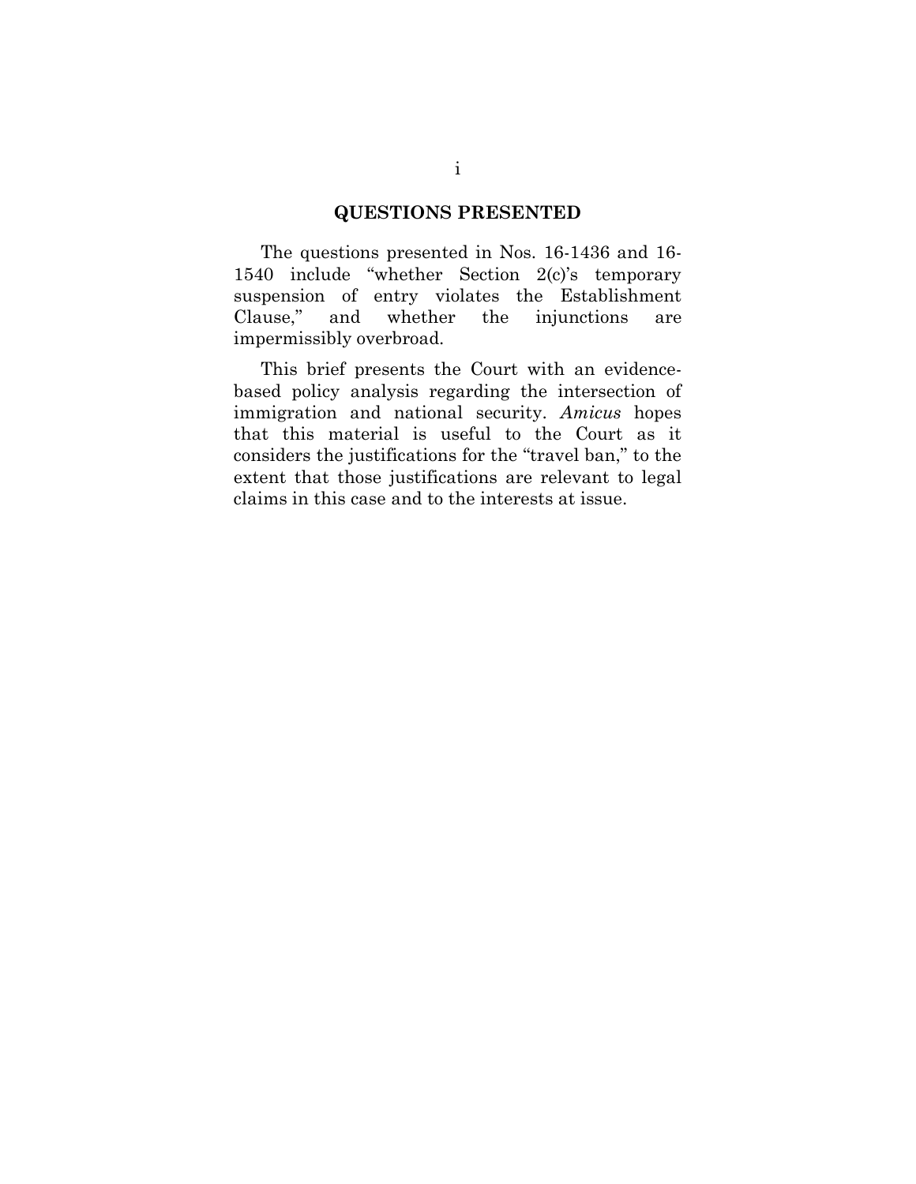## QUESTIONS PRESENTED

The questions presented in Nos. 16-1436 and 16-1540 include "whether Section 2(c)'s temporary suspension of entry violates the Establishment Clause," and whether the injunctions are impermissibly overbroad.

This brief presents the Court with an evidence-based policy analysis regarding the intersection of immigration and national security. *Amicus* hopes that this material is useful to the Court as it considers the justifications for the "travel ban," to the extent that those justifications are relevant to legal claims in this case and to the interests at issue.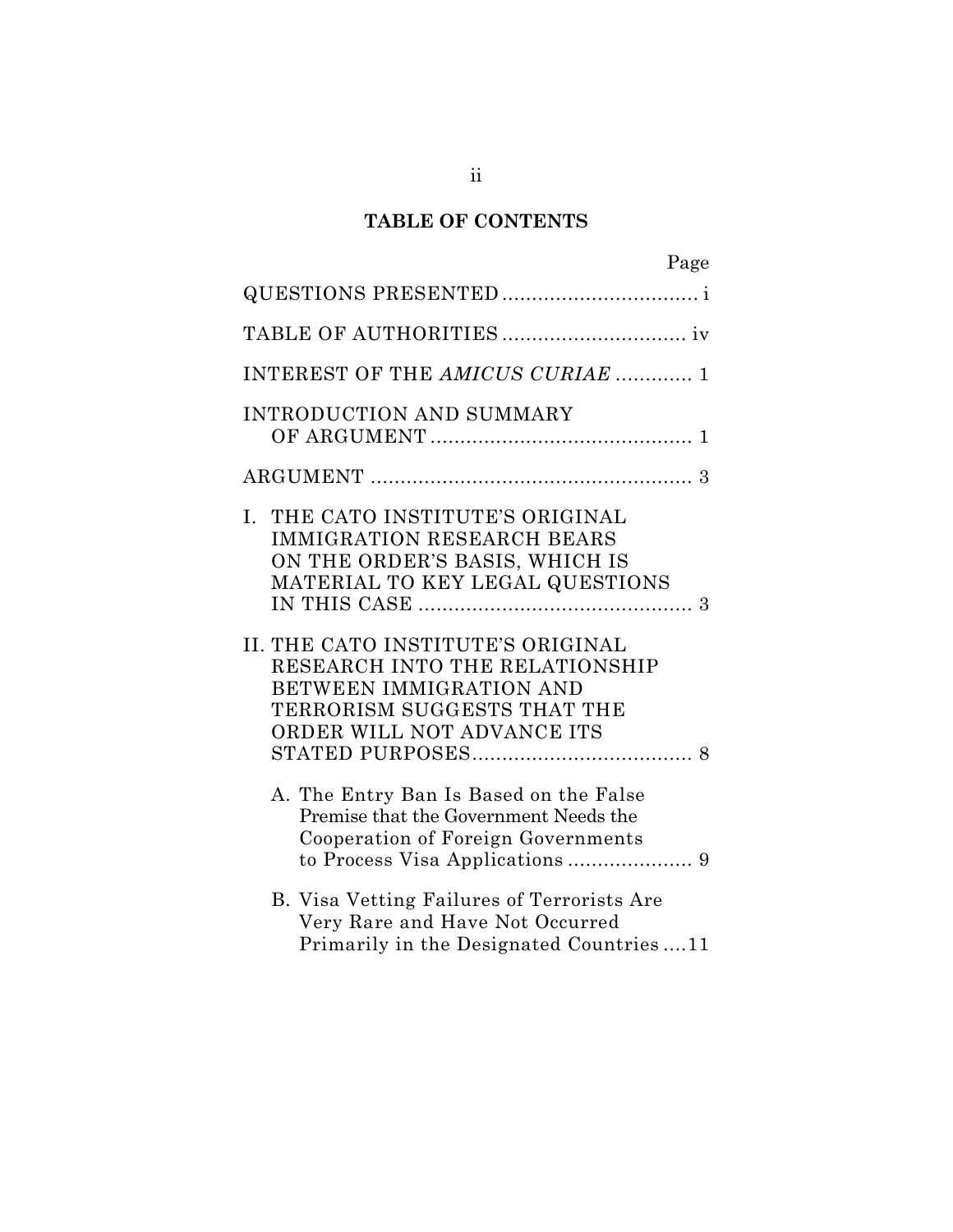**TABLE OF CONTENTS**

| | Page |
|---|---|
| QUESTIONS PRESENTED | i |
| TABLE OF AUTHORITIES | iv |
| INTEREST OF THE *AMICUS CURIAE* | 1 |
| INTRODUCTION AND SUMMARY OF ARGUMENT | 1 |
| ARGUMENT | 3 |
| I. THE CATO INSTITUTE'S ORIGINAL IMMIGRATION RESEARCH BEARS ON THE ORDER'S BASIS, WHICH IS MATERIAL TO KEY LEGAL QUESTIONS IN THIS CASE | 3 |
| II. THE CATO INSTITUTE'S ORIGINAL RESEARCH INTO THE RELATIONSHIP BETWEEN IMMIGRATION AND TERRORISM SUGGESTS THAT THE ORDER WILL NOT ADVANCE ITS STATED PURPOSES | 8 |
| A. The Entry Ban Is Based on the False Premise that the Government Needs the Cooperation of Foreign Governments to Process Visa Applications | 9 |
| B. Visa Vetting Failures of Terrorists Are Very Rare and Have Not Occurred Primarily in the Designated Countries | 11 |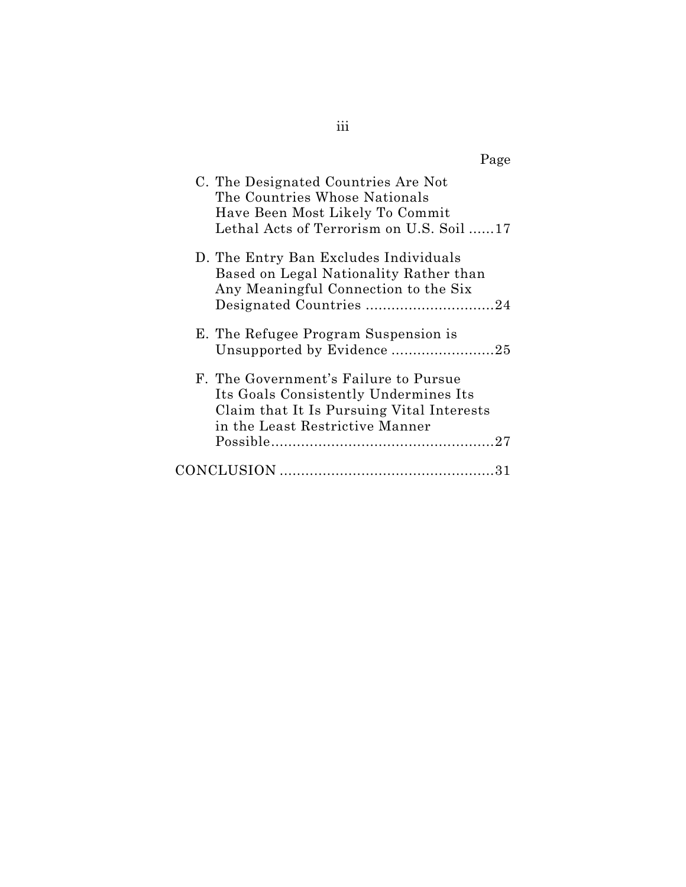Page

C. The Designated Countries Are Not The Countries Whose Nationals Have Been Most Likely To Commit Lethal Acts of Terrorism on U.S. Soil ......17

D. The Entry Ban Excludes Individuals Based on Legal Nationality Rather than Any Meaningful Connection to the Six Designated Countries ..............................24

E. The Refugee Program Suspension is Unsupported by Evidence ........................25

F. The Government's Failure to Pursue Its Goals Consistently Undermines Its Claim that It Is Pursuing Vital Interests in the Least Restrictive Manner Possible....................................................27

CONCLUSION ..................................................31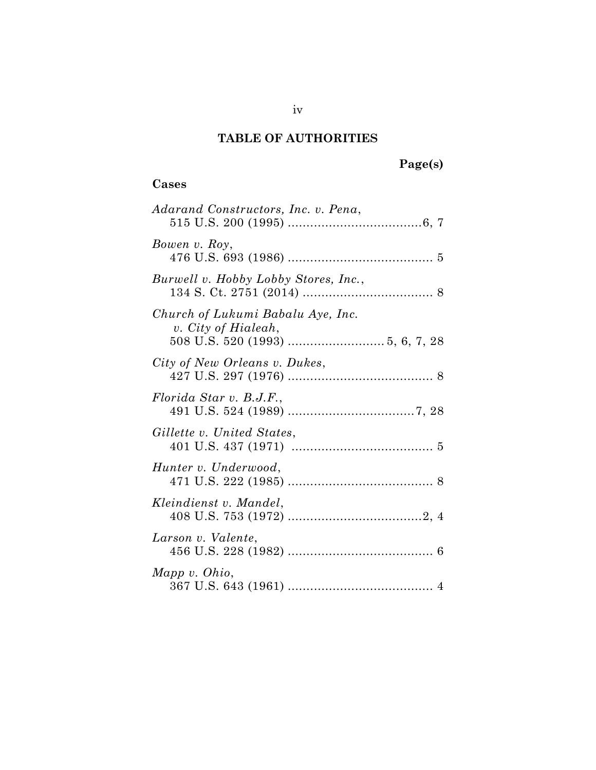## TABLE OF AUTHORITIES

**Page(s)**

**Cases**

*Adarand Constructors, Inc. v. Pena*,
515 U.S. 200 (1995) ....................................6, 7

*Bowen v. Roy*,
476 U.S. 693 (1986) ....................................... 5

*Burwell v. Hobby Lobby Stores, Inc.*,
134 S. Ct. 2751 (2014) ................................... 8

*Church of Lukumi Babalu Aye, Inc. v. City of Hialeah*,
508 U.S. 520 (1993) .......................... 5, 6, 7, 28

*City of New Orleans v. Dukes*,
427 U.S. 297 (1976) ....................................... 8

*Florida Star v. B.J.F.*,
491 U.S. 524 (1989) ..................................7, 28

*Gillette v. United States*,
401 U.S. 437 (1971) ...................................... 5

*Hunter v. Underwood*,
471 U.S. 222 (1985) ....................................... 8

*Kleindienst v. Mandel*,
408 U.S. 753 (1972) ....................................2, 4

*Larson v. Valente*,
456 U.S. 228 (1982) ....................................... 6

*Mapp v. Ohio*,
367 U.S. 643 (1961) ....................................... 4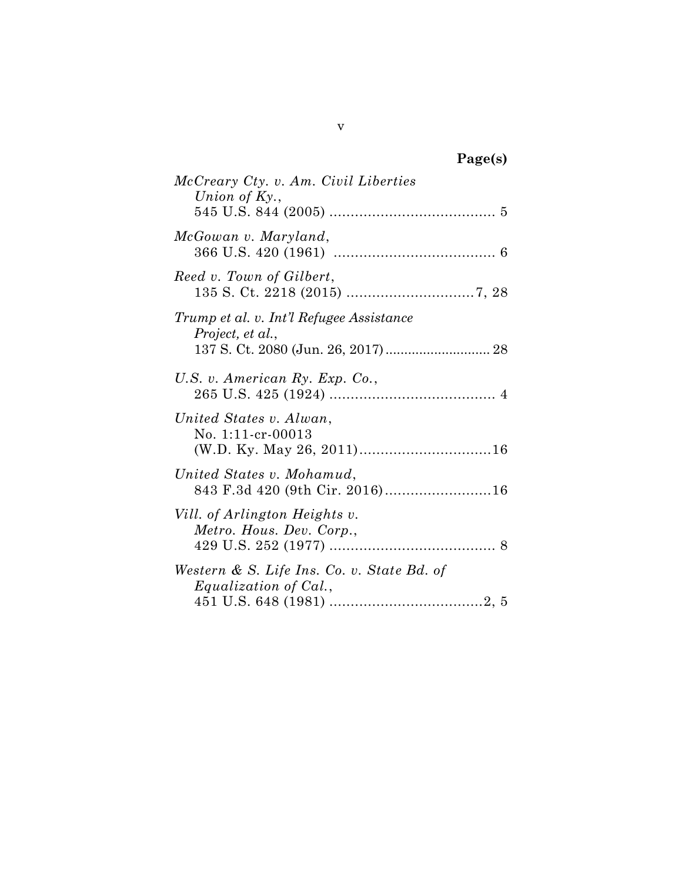**Page(s)**

*McCreary Cty. v. Am. Civil Liberties Union of Ky.*,
545 U.S. 844 (2005) ....................................... 5

*McGowan v. Maryland*,
366 U.S. 420 (1961) ....................................... 6

*Reed v. Town of Gilbert*,
135 S. Ct. 2218 (2015) ..............................7, 28

*Trump et al. v. Int'l Refugee Assistance Project, et al.*,
137 S. Ct. 2080 (Jun. 26, 2017)........................... 28

*U.S. v. American Ry. Exp. Co.*,
265 U.S. 425 (1924) ....................................... 4

*United States v. Alwan*,
No. 1:11-cr-00013
(W.D. Ky. May 26, 2011)...............................16

*United States v. Mohamud*,
843 F.3d 420 (9th Cir. 2016).........................16

*Vill. of Arlington Heights v. Metro. Hous. Dev. Corp.*,
429 U.S. 252 (1977) ....................................... 8

*Western & S. Life Ins. Co. v. State Bd. of Equalization of Cal.*,
451 U.S. 648 (1981) ....................................2, 5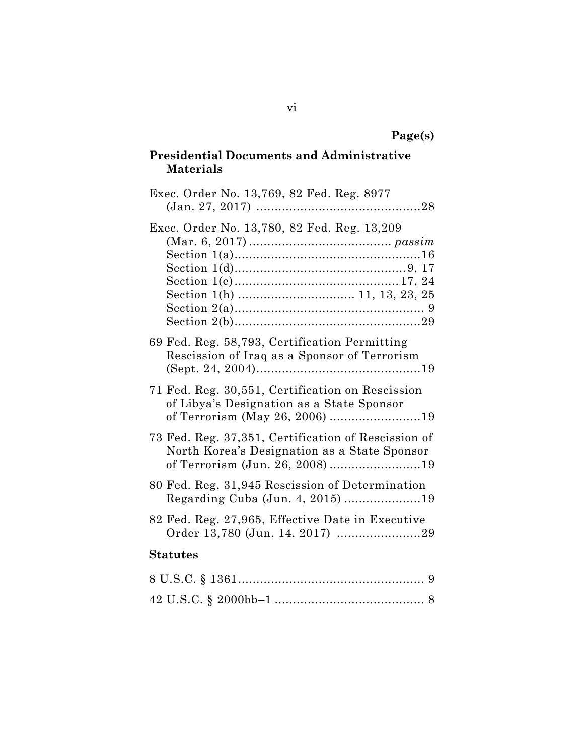**Page(s)**

**Presidential Documents and Administrative Materials**

Exec. Order No. 13,769, 82 Fed. Reg. 8977 (Jan. 27, 2017) ............................................28

Exec. Order No. 13,780, 82 Fed. Reg. 13,209 (Mar. 6, 2017) ...................................... *passim*
Section 1(a)..................................................16
Section 1(d)..............................................9, 17
Section 1(e)............................................17, 24
Section 1(h) ............................... 11, 13, 23, 25
Section 2(a).................................................... 9
Section 2(b)...................................................29

69 Fed. Reg. 58,793, Certification Permitting Rescission of Iraq as a Sponsor of Terrorism (Sept. 24, 2004)............................................19

71 Fed. Reg. 30,551, Certification on Rescission of Libya's Designation as a State Sponsor of Terrorism (May 26, 2006) .........................19

73 Fed. Reg. 37,351, Certification of Rescission of North Korea's Designation as a State Sponsor of Terrorism (Jun. 26, 2008) .........................19

80 Fed. Reg, 31,945 Rescission of Determination Regarding Cuba (Jun. 4, 2015) .....................19

82 Fed. Reg. 27,965, Effective Date in Executive Order 13,780 (Jun. 14, 2017) .......................29

**Statutes**

8 U.S.C. § 1361.................................................. 9

42 U.S.C. § 2000bb–1 ........................................ 8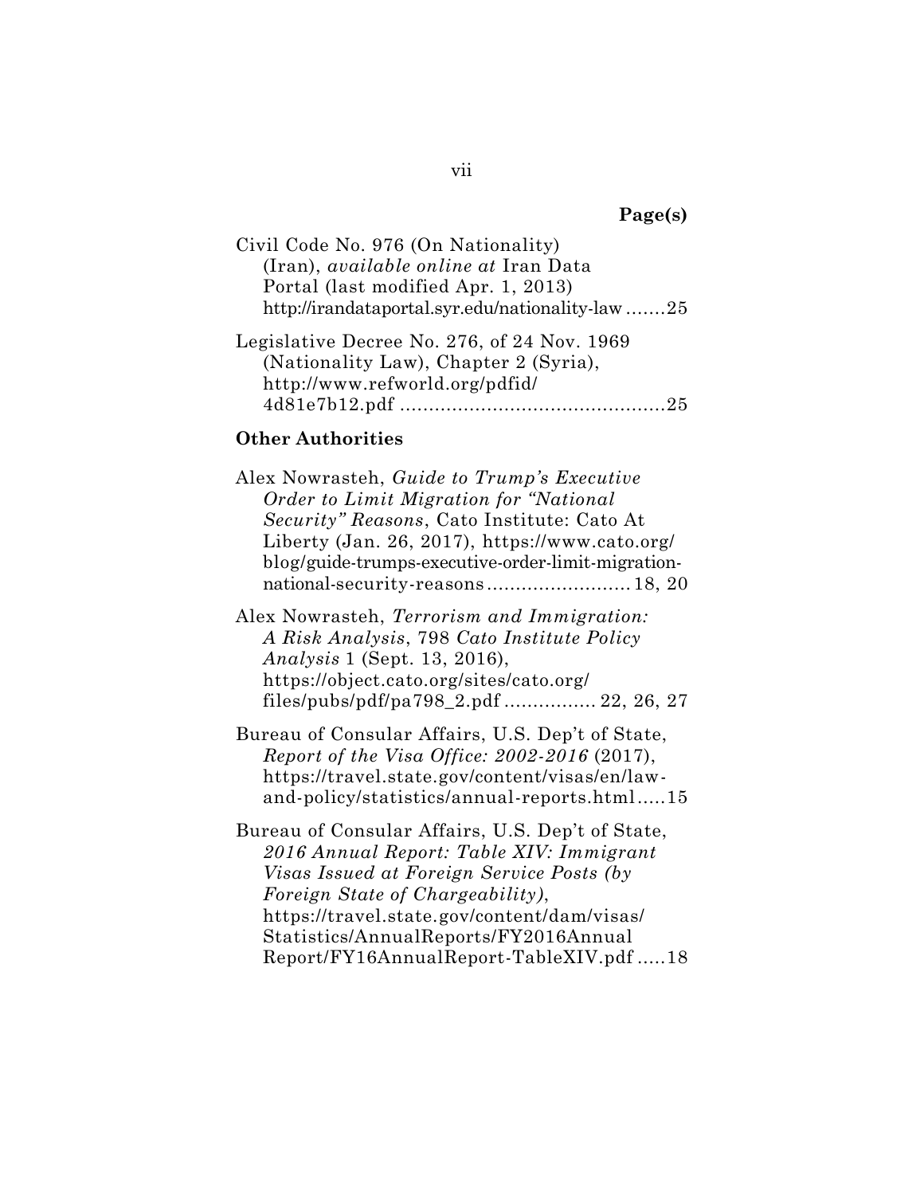**Page(s)**

Civil Code No. 976 (On Nationality) (Iran), *available online at* Iran Data Portal (last modified Apr. 1, 2013) http://irandataportal.syr.edu/nationality-law .......25

Legislative Decree No. 276, of 24 Nov. 1969 (Nationality Law), Chapter 2 (Syria), http://www.refworld.org/pdfid/4d81e7b12.pdf ..............................................25

### Other Authorities

Alex Nowrasteh, *Guide to Trump's Executive Order to Limit Migration for "National Security" Reasons*, Cato Institute: Cato At Liberty (Jan. 26, 2017), https://www.cato.org/blog/guide-trumps-executive-order-limit-migration-national-security-reasons .........................18, 20

Alex Nowrasteh, *Terrorism and Immigration: A Risk Analysis*, 798 *Cato Institute Policy Analysis* 1 (Sept. 13, 2016), https://object.cato.org/sites/cato.org/files/pubs/pdf/pa798_2.pdf ................ 22, 26, 27

Bureau of Consular Affairs, U.S. Dep't of State, *Report of the Visa Office: 2002-2016* (2017), https://travel.state.gov/content/visas/en/law-and-policy/statistics/annual-reports.html.....15

Bureau of Consular Affairs, U.S. Dep't of State, *2016 Annual Report: Table XIV: Immigrant Visas Issued at Foreign Service Posts (by Foreign State of Chargeability)*, https://travel.state.gov/content/dam/visas/Statistics/AnnualReports/FY2016AnnualReport/FY16AnnualReport-TableXIV.pdf .....18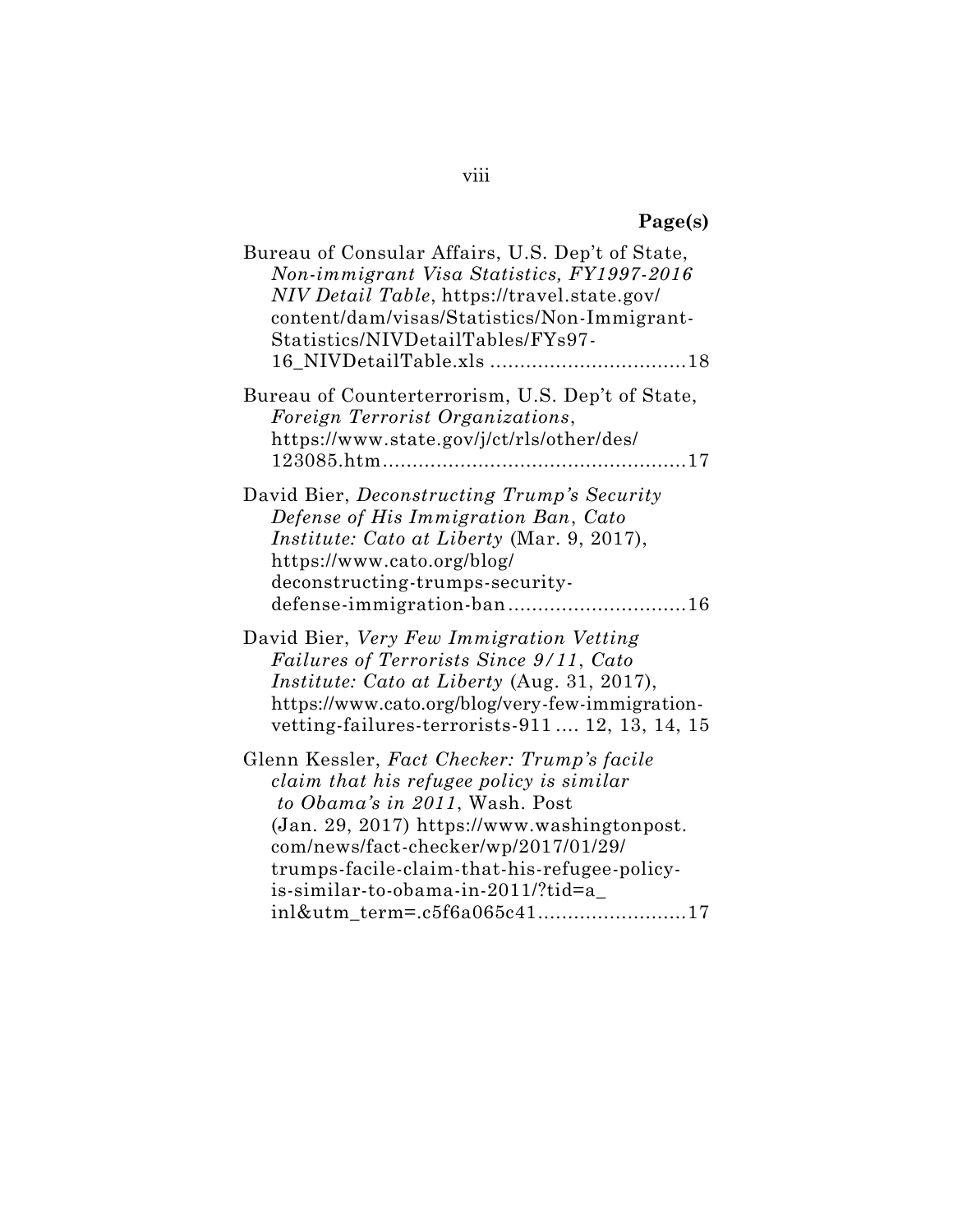**Page(s)**

Bureau of Consular Affairs, U.S. Dep't of State, *Non-immigrant Visa Statistics, FY1997-2016 NIV Detail Table*, https://travel.state.gov/content/dam/visas/Statistics/Non-Immigrant-Statistics/NIVDetailTables/FYs97-16_NIVDetailTable.xls ................................18

Bureau of Counterterrorism, U.S. Dep't of State, *Foreign Terrorist Organizations*, https://www.state.gov/j/ct/rls/other/des/123085.htm..................................................17

David Bier, *Deconstructing Trump's Security Defense of His Immigration Ban*, *Cato Institute: Cato at Liberty* (Mar. 9, 2017), https://www.cato.org/blog/deconstructing-trumps-security-defense-immigration-ban..............................16

David Bier, *Very Few Immigration Vetting Failures of Terrorists Since 9/11*, *Cato Institute: Cato at Liberty* (Aug. 31, 2017), https://www.cato.org/blog/very-few-immigration-vetting-failures-terrorists-911 .... 12, 13, 14, 15

Glenn Kessler, *Fact Checker: Trump's facile claim that his refugee policy is similar to Obama's in 2011*, Wash. Post (Jan. 29, 2017) https://www.washingtonpost.com/news/fact-checker/wp/2017/01/29/trumps-facile-claim-that-his-refugee-policy-is-similar-to-obama-in-2011/?tid=a_inl&utm_term=.c5f6a065c41........................17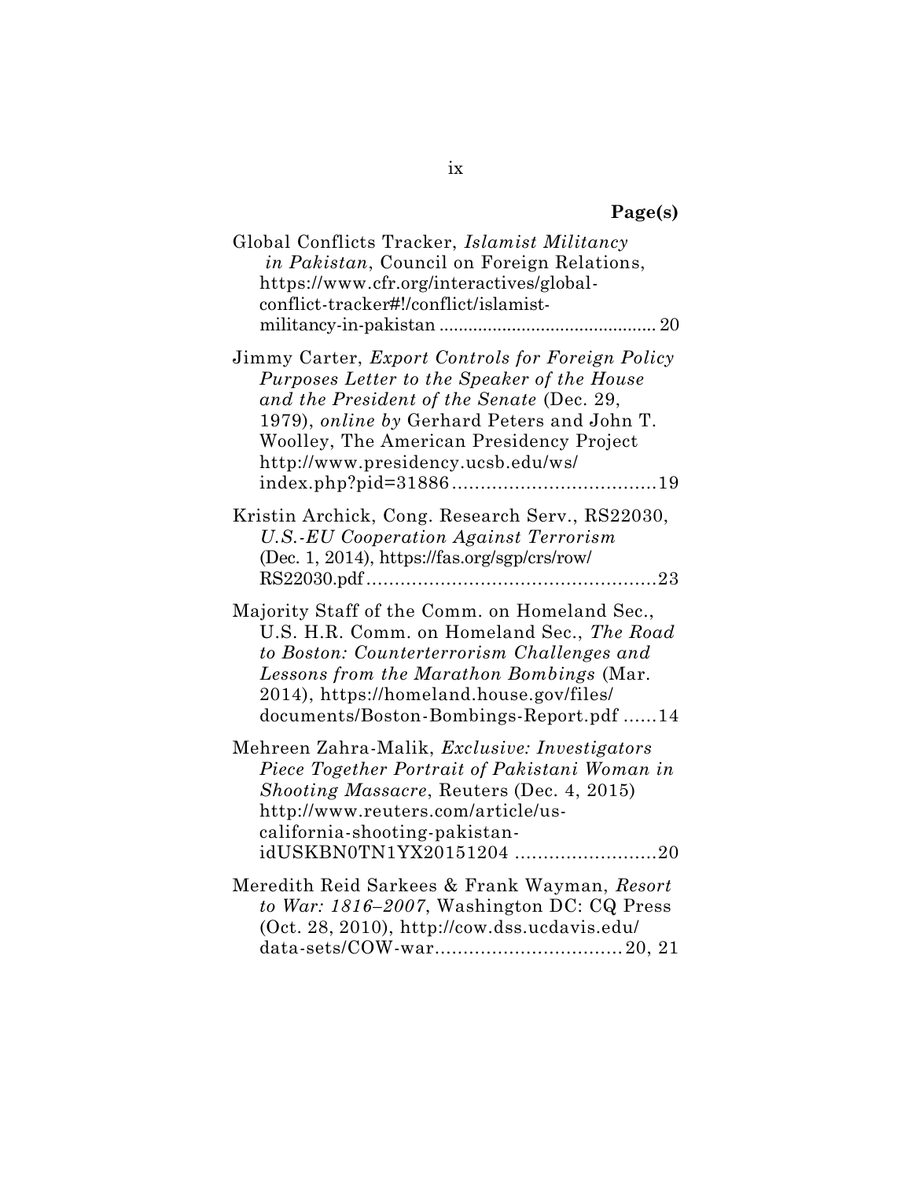**Page(s)**

Global Conflicts Tracker, *Islamist Militancy in Pakistan*, Council on Foreign Relations, https://www.cfr.org/interactives/global-conflict-tracker#!/conflict/islamist-militancy-in-pakistan ............................................ 20

Jimmy Carter, *Export Controls for Foreign Policy Purposes Letter to the Speaker of the House and the President of the Senate* (Dec. 29, 1979), *online by* Gerhard Peters and John T. Woolley, The American Presidency Project http://www.presidency.ucsb.edu/ws/index.php?pid=31886....................................19

Kristin Archick, Cong. Research Serv., RS22030, *U.S.-EU Cooperation Against Terrorism* (Dec. 1, 2014), https://fas.org/sgp/crs/row/RS22030.pdf...................................................23

Majority Staff of the Comm. on Homeland Sec., U.S. H.R. Comm. on Homeland Sec., *The Road to Boston: Counterterrorism Challenges and Lessons from the Marathon Bombings* (Mar. 2014), https://homeland.house.gov/files/documents/Boston-Bombings-Report.pdf ......14

Mehreen Zahra-Malik, *Exclusive: Investigators Piece Together Portrait of Pakistani Woman in Shooting Massacre*, Reuters (Dec. 4, 2015) http://www.reuters.com/article/us-california-shooting-pakistan-idUSKBN0TN1YX20151204 .........................20

Meredith Reid Sarkees & Frank Wayman, *Resort to War: 1816–2007*, Washington DC: CQ Press (Oct. 28, 2010), http://cow.dss.ucdavis.edu/data-sets/COW-war................................20, 21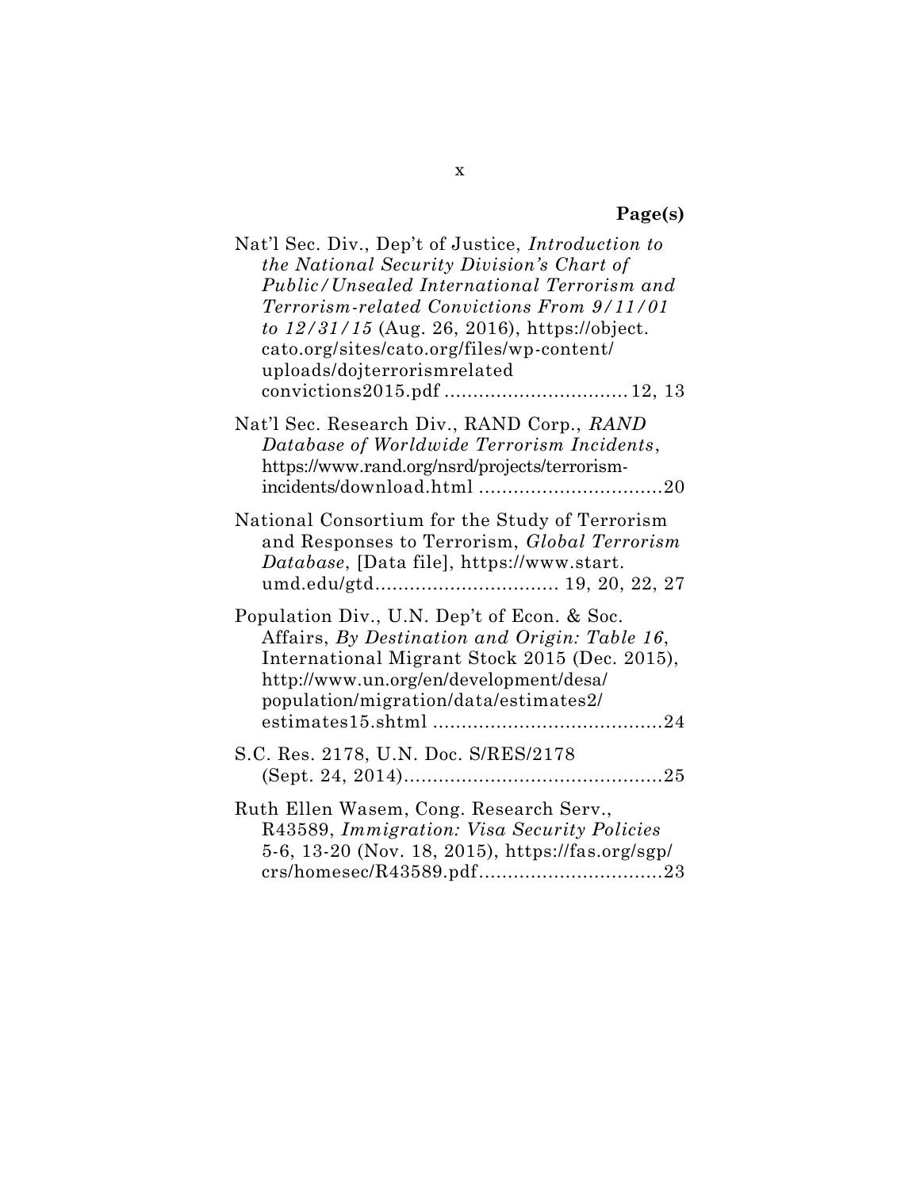**Page(s)**

Nat'l Sec. Div., Dep't of Justice, *Introduction to the National Security Division's Chart of Public/Unsealed International Terrorism and Terrorism-related Convictions From 9/11/01 to 12/31/15* (Aug. 26, 2016), https://object.cato.org/sites/cato.org/files/wp-content/uploads/dojterrorismrelated convictions2015.pdf ................................ 12, 13

Nat'l Sec. Research Div., RAND Corp., *RAND Database of Worldwide Terrorism Incidents*, https://www.rand.org/nsrd/projects/terrorism-incidents/download.html ................................20

National Consortium for the Study of Terrorism and Responses to Terrorism, *Global Terrorism Database*, [Data file], https://www.start.umd.edu/gtd................................ 19, 20, 22, 27

Population Div., U.N. Dep't of Econ. & Soc. Affairs, *By Destination and Origin: Table 16*, International Migrant Stock 2015 (Dec. 2015), http://www.un.org/en/development/desa/population/migration/data/estimates2/estimates15.shtml ........................................24

S.C. Res. 2178, U.N. Doc. S/RES/2178 (Sept. 24, 2014).............................................25

Ruth Ellen Wasem, Cong. Research Serv., R43589, *Immigration: Visa Security Policies* 5-6, 13-20 (Nov. 18, 2015), https://fas.org/sgp/crs/homesec/R43589.pdf...............................23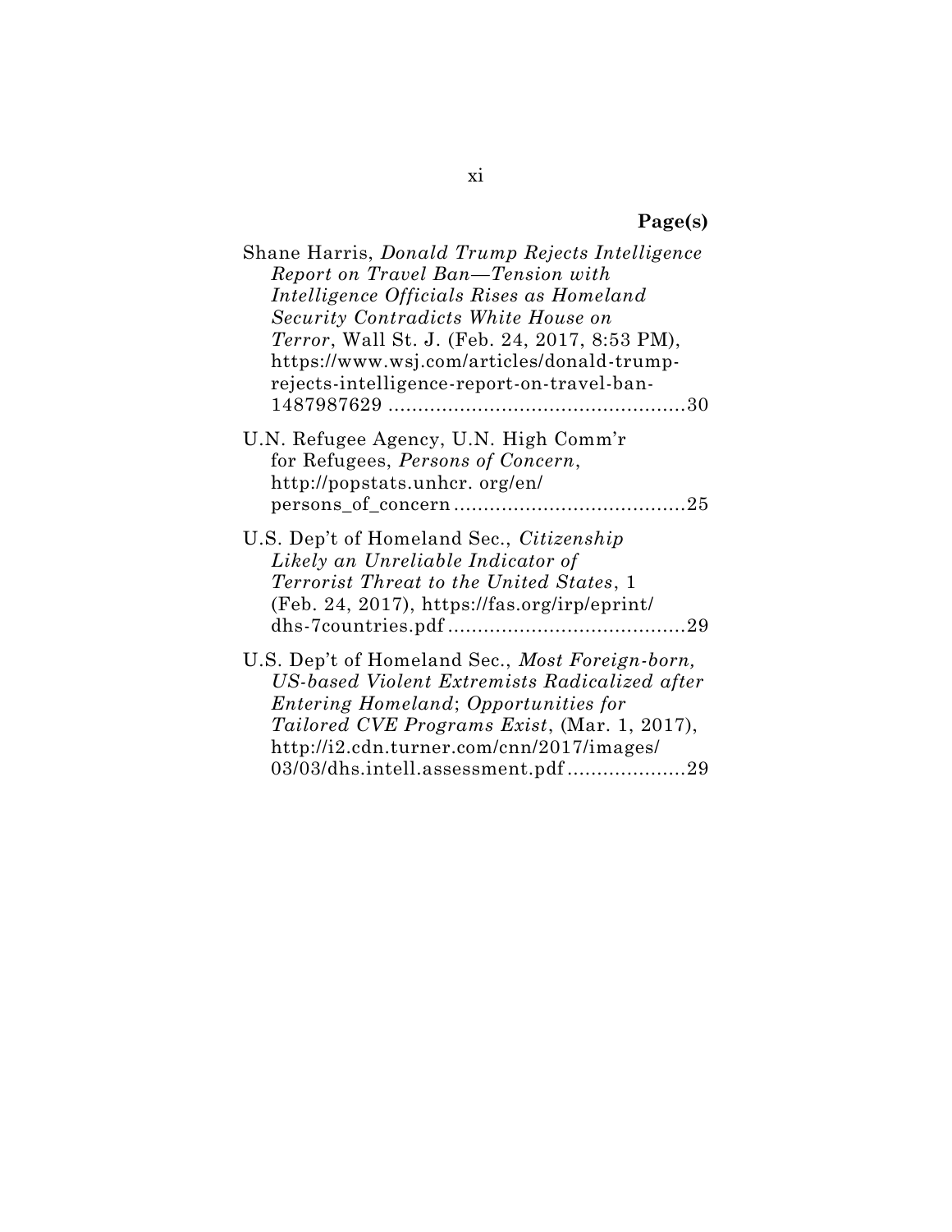**Page(s)**

Shane Harris, *Donald Trump Rejects Intelligence Report on Travel Ban—Tension with Intelligence Officials Rises as Homeland Security Contradicts White House on Terror*, Wall St. J. (Feb. 24, 2017, 8:53 PM), https://www.wsj.com/articles/donald-trump-rejects-intelligence-report-on-travel-ban-1487987629 ................................................30

U.N. Refugee Agency, U.N. High Comm'r for Refugees, *Persons of Concern*, http://popstats.unhcr. org/en/ persons_of_concern ......................................25

U.S. Dep't of Homeland Sec., *Citizenship Likely an Unreliable Indicator of Terrorist Threat to the United States*, 1 (Feb. 24, 2017), https://fas.org/irp/eprint/ dhs-7countries.pdf .......................................29

U.S. Dep't of Homeland Sec., *Most Foreign-born, US-based Violent Extremists Radicalized after Entering Homeland*; *Opportunities for Tailored CVE Programs Exist*, (Mar. 1, 2017), http://i2.cdn.turner.com/cnn/2017/images/ 03/03/dhs.intell.assessment.pdf ....................29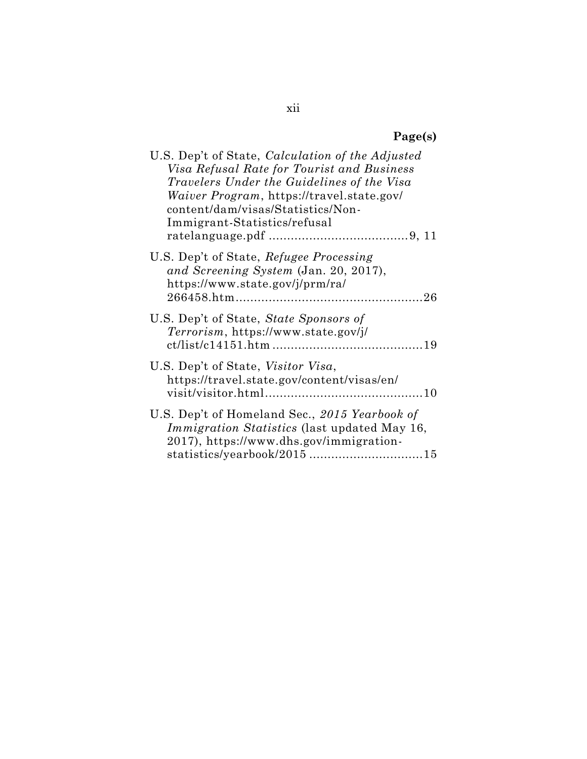**Page(s)**

U.S. Dep't of State, *Calculation of the Adjusted Visa Refusal Rate for Tourist and Business Travelers Under the Guidelines of the Visa Waiver Program*, https://travel.state.gov/content/dam/visas/Statistics/Non-Immigrant-Statistics/refusal ratelanguage.pdf ...................................... 9, 11

U.S. Dep't of State, *Refugee Processing and Screening System* (Jan. 20, 2017), https://www.state.gov/j/prm/ra/266458.htm.................................................. 26

U.S. Dep't of State, *State Sponsors of Terrorism*, https://www.state.gov/j/ct/list/c14151.htm ........................................ 19

U.S. Dep't of State, *Visitor Visa*, https://travel.state.gov/content/visas/en/visit/visitor.html.......................................... 10

U.S. Dep't of Homeland Sec., *2015 Yearbook of Immigration Statistics* (last updated May 16, 2017), https://www.dhs.gov/immigration-statistics/yearbook/2015 .............................. 15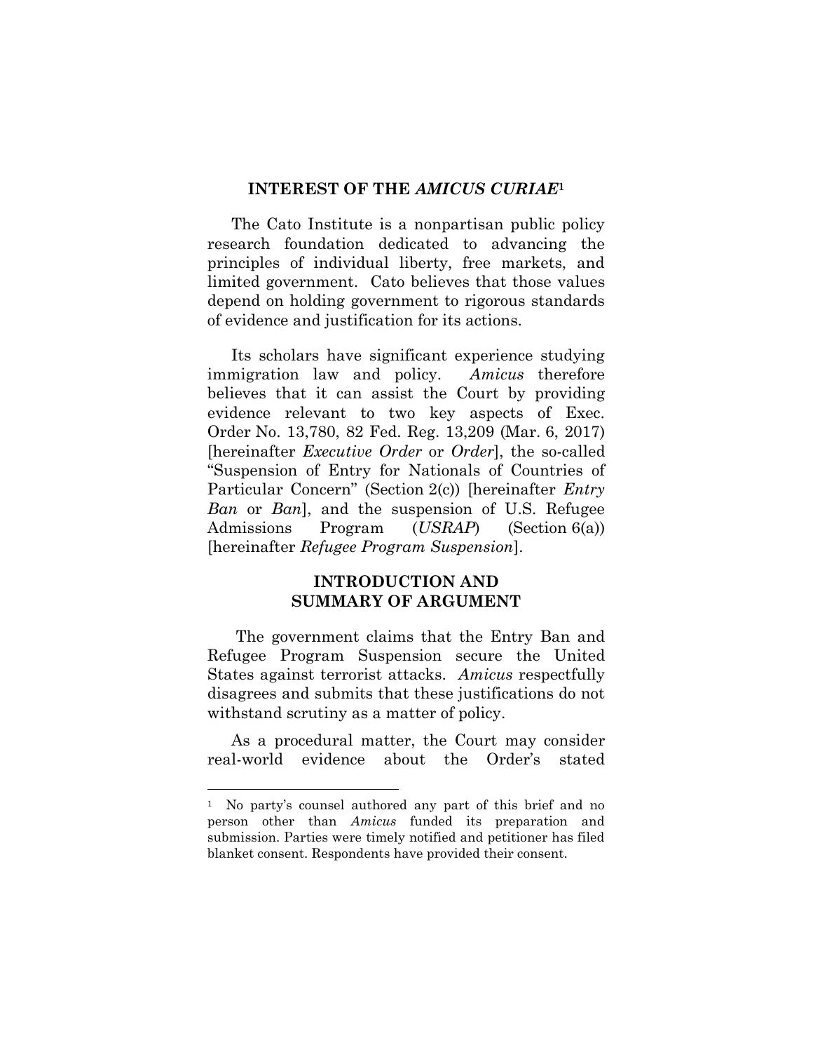## INTEREST OF THE *AMICUS CURIAE*[1]

The Cato Institute is a nonpartisan public policy research foundation dedicated to advancing the principles of individual liberty, free markets, and limited government. Cato believes that those values depend on holding government to rigorous standards of evidence and justification for its actions.

Its scholars have significant experience studying immigration law and policy. *Amicus* therefore believes that it can assist the Court by providing evidence relevant to two key aspects of Exec. Order No. 13,780, 82 Fed. Reg. 13,209 (Mar. 6, 2017) [hereinafter *Executive Order* or *Order*], the so-called "Suspension of Entry for Nationals of Countries of Particular Concern" (Section 2(c)) [hereinafter *Entry Ban* or *Ban*], and the suspension of U.S. Refugee Admissions Program (*USRAP*) (Section 6(a)) [hereinafter *Refugee Program Suspension*].

## INTRODUCTION AND SUMMARY OF ARGUMENT

The government claims that the Entry Ban and Refugee Program Suspension secure the United States against terrorist attacks. *Amicus* respectfully disagrees and submits that these justifications do not withstand scrutiny as a matter of policy.

As a procedural matter, the Court may consider real-world evidence about the Order's stated

[1] No party's counsel authored any part of this brief and no person other than *Amicus* funded its preparation and submission. Parties were timely notified and petitioner has filed blanket consent. Respondents have provided their consent.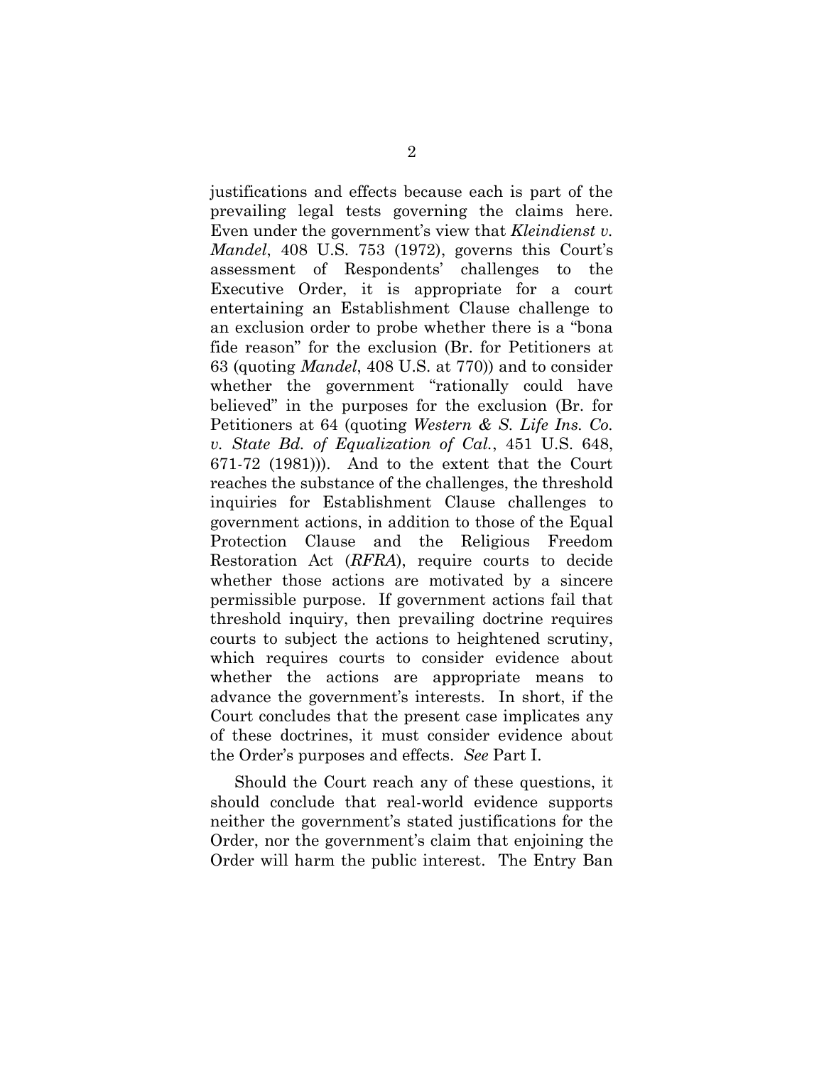justifications and effects because each is part of the prevailing legal tests governing the claims here. Even under the government's view that *Kleindienst v. Mandel*, 408 U.S. 753 (1972), governs this Court's assessment of Respondents' challenges to the Executive Order, it is appropriate for a court entertaining an Establishment Clause challenge to an exclusion order to probe whether there is a "bona fide reason" for the exclusion (Br. for Petitioners at 63 (quoting *Mandel*, 408 U.S. at 770)) and to consider whether the government "rationally could have believed" in the purposes for the exclusion (Br. for Petitioners at 64 (quoting *Western & S. Life Ins. Co. v. State Bd. of Equalization of Cal.*, 451 U.S. 648, 671-72 (1981))). And to the extent that the Court reaches the substance of the challenges, the threshold inquiries for Establishment Clause challenges to government actions, in addition to those of the Equal Protection Clause and the Religious Freedom Restoration Act (*RFRA*), require courts to decide whether those actions are motivated by a sincere permissible purpose. If government actions fail that threshold inquiry, then prevailing doctrine requires courts to subject the actions to heightened scrutiny, which requires courts to consider evidence about whether the actions are appropriate means to advance the government's interests. In short, if the Court concludes that the present case implicates any of these doctrines, it must consider evidence about the Order's purposes and effects. *See* Part I.

Should the Court reach any of these questions, it should conclude that real-world evidence supports neither the government's stated justifications for the Order, nor the government's claim that enjoining the Order will harm the public interest. The Entry Ban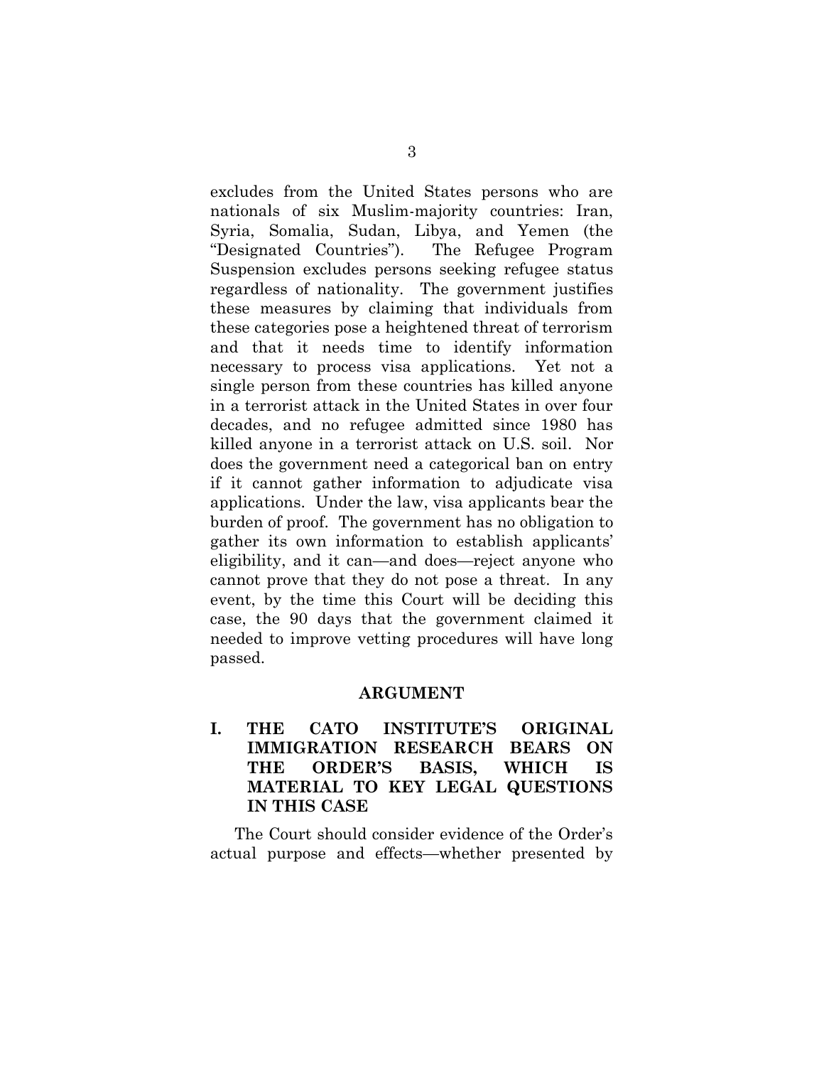excludes from the United States persons who are nationals of six Muslim-majority countries: Iran, Syria, Somalia, Sudan, Libya, and Yemen (the "Designated Countries"). The Refugee Program Suspension excludes persons seeking refugee status regardless of nationality. The government justifies these measures by claiming that individuals from these categories pose a heightened threat of terrorism and that it needs time to identify information necessary to process visa applications. Yet not a single person from these countries has killed anyone in a terrorist attack in the United States in over four decades, and no refugee admitted since 1980 has killed anyone in a terrorist attack on U.S. soil. Nor does the government need a categorical ban on entry if it cannot gather information to adjudicate visa applications. Under the law, visa applicants bear the burden of proof. The government has no obligation to gather its own information to establish applicants' eligibility, and it can—and does—reject anyone who cannot prove that they do not pose a threat. In any event, by the time this Court will be deciding this case, the 90 days that the government claimed it needed to improve vetting procedures will have long passed.

## ARGUMENT

### I. THE CATO INSTITUTE'S ORIGINAL IMMIGRATION RESEARCH BEARS ON THE ORDER'S BASIS, WHICH IS MATERIAL TO KEY LEGAL QUESTIONS IN THIS CASE

The Court should consider evidence of the Order's actual purpose and effects—whether presented by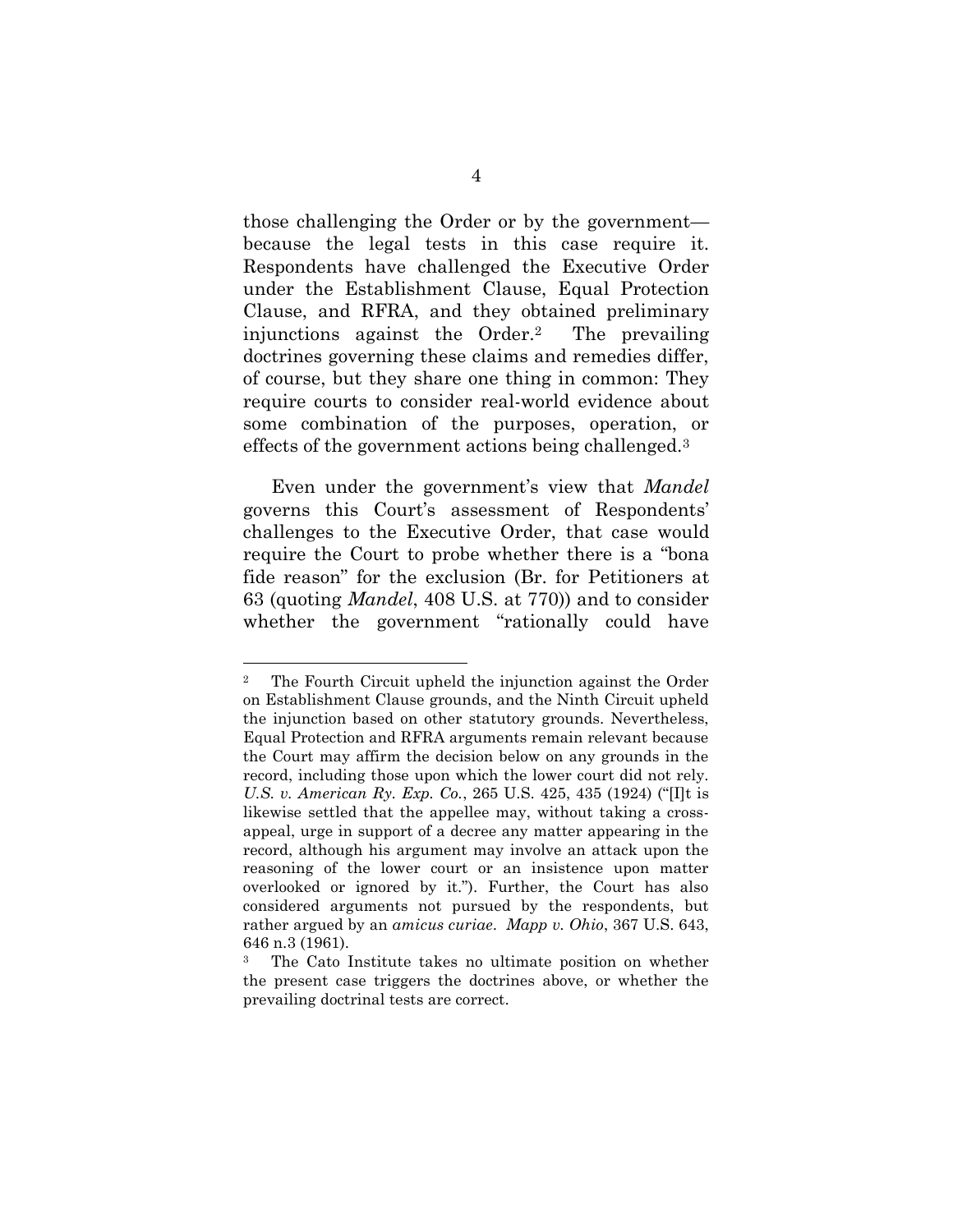those challenging the Order or by the government—because the legal tests in this case require it. Respondents have challenged the Executive Order under the Establishment Clause, Equal Protection Clause, and RFRA, and they obtained preliminary injunctions against the Order.[2] The prevailing doctrines governing these claims and remedies differ, of course, but they share one thing in common: They require courts to consider real-world evidence about some combination of the purposes, operation, or effects of the government actions being challenged.[3]

Even under the government's view that *Mandel* governs this Court's assessment of Respondents' challenges to the Executive Order, that case would require the Court to probe whether there is a "bona fide reason" for the exclusion (Br. for Petitioners at 63 (quoting *Mandel*, 408 U.S. at 770)) and to consider whether the government "rationally could have

---

[2] The Fourth Circuit upheld the injunction against the Order on Establishment Clause grounds, and the Ninth Circuit upheld the injunction based on other statutory grounds. Nevertheless, Equal Protection and RFRA arguments remain relevant because the Court may affirm the decision below on any grounds in the record, including those upon which the lower court did not rely. *U.S. v. American Ry. Exp. Co.*, 265 U.S. 425, 435 (1924) ("[I]t is likewise settled that the appellee may, without taking a cross-appeal, urge in support of a decree any matter appearing in the record, although his argument may involve an attack upon the reasoning of the lower court or an insistence upon matter overlooked or ignored by it."). Further, the Court has also considered arguments not pursued by the respondents, but rather argued by an *amicus curiae*. *Mapp v. Ohio*, 367 U.S. 643, 646 n.3 (1961).

[3] The Cato Institute takes no ultimate position on whether the present case triggers the doctrines above, or whether the prevailing doctrinal tests are correct.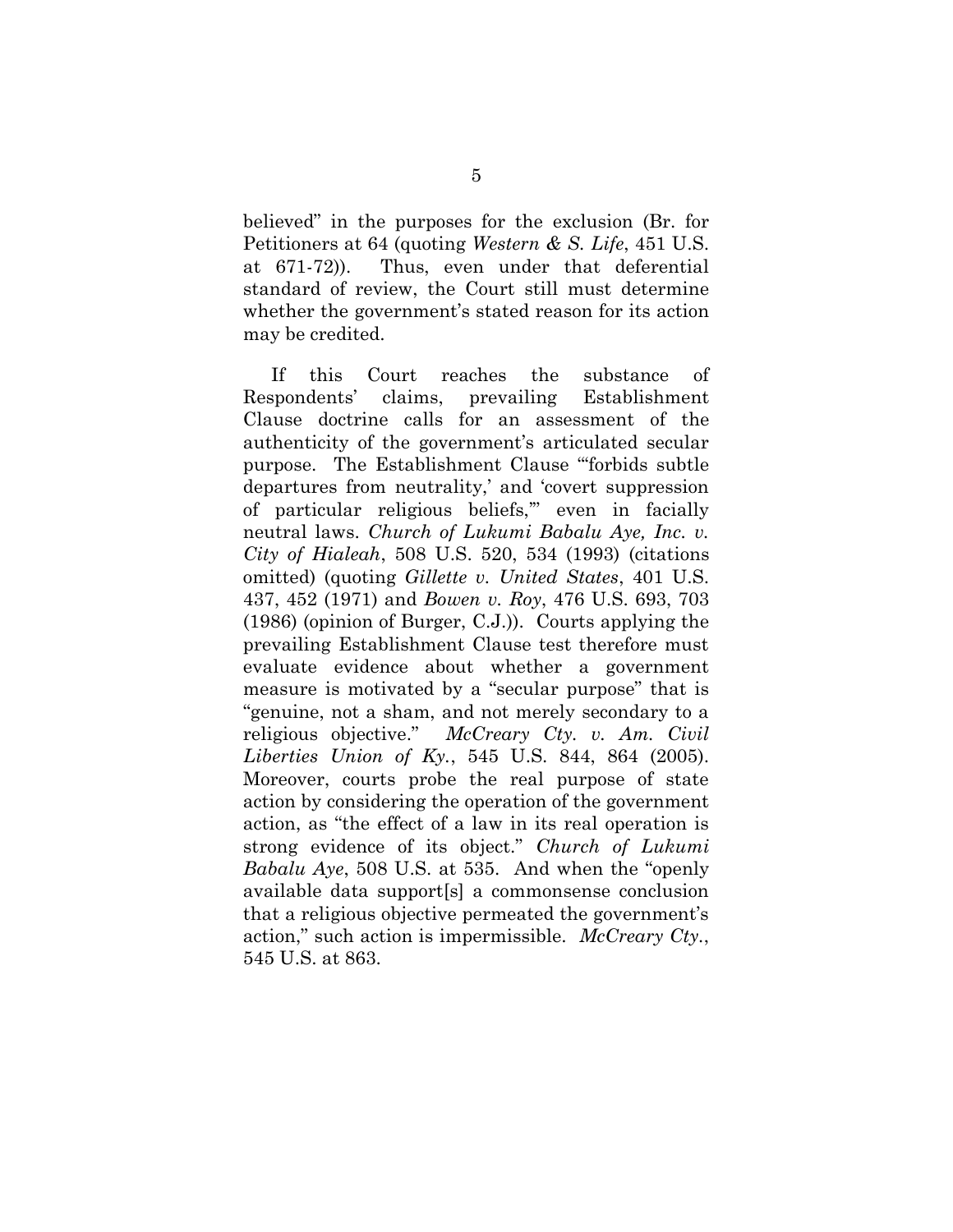believed" in the purposes for the exclusion (Br. for Petitioners at 64 (quoting *Western & S. Life*, 451 U.S. at 671-72)). Thus, even under that deferential standard of review, the Court still must determine whether the government's stated reason for its action may be credited.

If this Court reaches the substance of Respondents' claims, prevailing Establishment Clause doctrine calls for an assessment of the authenticity of the government's articulated secular purpose. The Establishment Clause "'forbids subtle departures from neutrality,' and 'covert suppression of particular religious beliefs,'" even in facially neutral laws. *Church of Lukumi Babalu Aye, Inc. v. City of Hialeah*, 508 U.S. 520, 534 (1993) (citations omitted) (quoting *Gillette v. United States*, 401 U.S. 437, 452 (1971) and *Bowen v. Roy*, 476 U.S. 693, 703 (1986) (opinion of Burger, C.J.)). Courts applying the prevailing Establishment Clause test therefore must evaluate evidence about whether a government measure is motivated by a "secular purpose" that is "genuine, not a sham, and not merely secondary to a religious objective." *McCreary Cty. v. Am. Civil Liberties Union of Ky.*, 545 U.S. 844, 864 (2005). Moreover, courts probe the real purpose of state action by considering the operation of the government action, as "the effect of a law in its real operation is strong evidence of its object." *Church of Lukumi Babalu Aye*, 508 U.S. at 535. And when the "openly available data support[s] a commonsense conclusion that a religious objective permeated the government's action," such action is impermissible. *McCreary Cty.*, 545 U.S. at 863.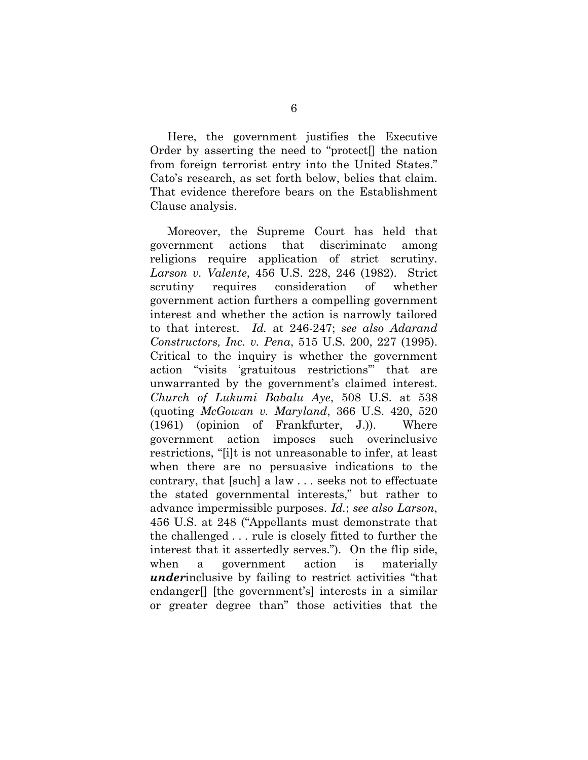Here, the government justifies the Executive Order by asserting the need to "protect[] the nation from foreign terrorist entry into the United States." Cato's research, as set forth below, belies that claim. That evidence therefore bears on the Establishment Clause analysis.

Moreover, the Supreme Court has held that government actions that discriminate among religions require application of strict scrutiny. *Larson v. Valente*, 456 U.S. 228, 246 (1982). Strict scrutiny requires consideration of whether government action furthers a compelling government interest and whether the action is narrowly tailored to that interest. *Id.* at 246-247; *see also Adarand Constructors, Inc. v. Pena*, 515 U.S. 200, 227 (1995). Critical to the inquiry is whether the government action "visits 'gratuitous restrictions'" that are unwarranted by the government's claimed interest. *Church of Lukumi Babalu Aye*, 508 U.S. at 538 (quoting *McGowan v. Maryland*, 366 U.S. 420, 520 (1961) (opinion of Frankfurter, J.)). Where government action imposes such overinclusive restrictions, "[i]t is not unreasonable to infer, at least when there are no persuasive indications to the contrary, that [such] a law . . . seeks not to effectuate the stated governmental interests," but rather to advance impermissible purposes. *Id.*; *see also Larson*, 456 U.S. at 248 ("Appellants must demonstrate that the challenged . . . rule is closely fitted to further the interest that it assertedly serves."). On the flip side, when a government action is materially ***under***inclusive by failing to restrict activities "that endanger[] [the government's] interests in a similar or greater degree than" those activities that the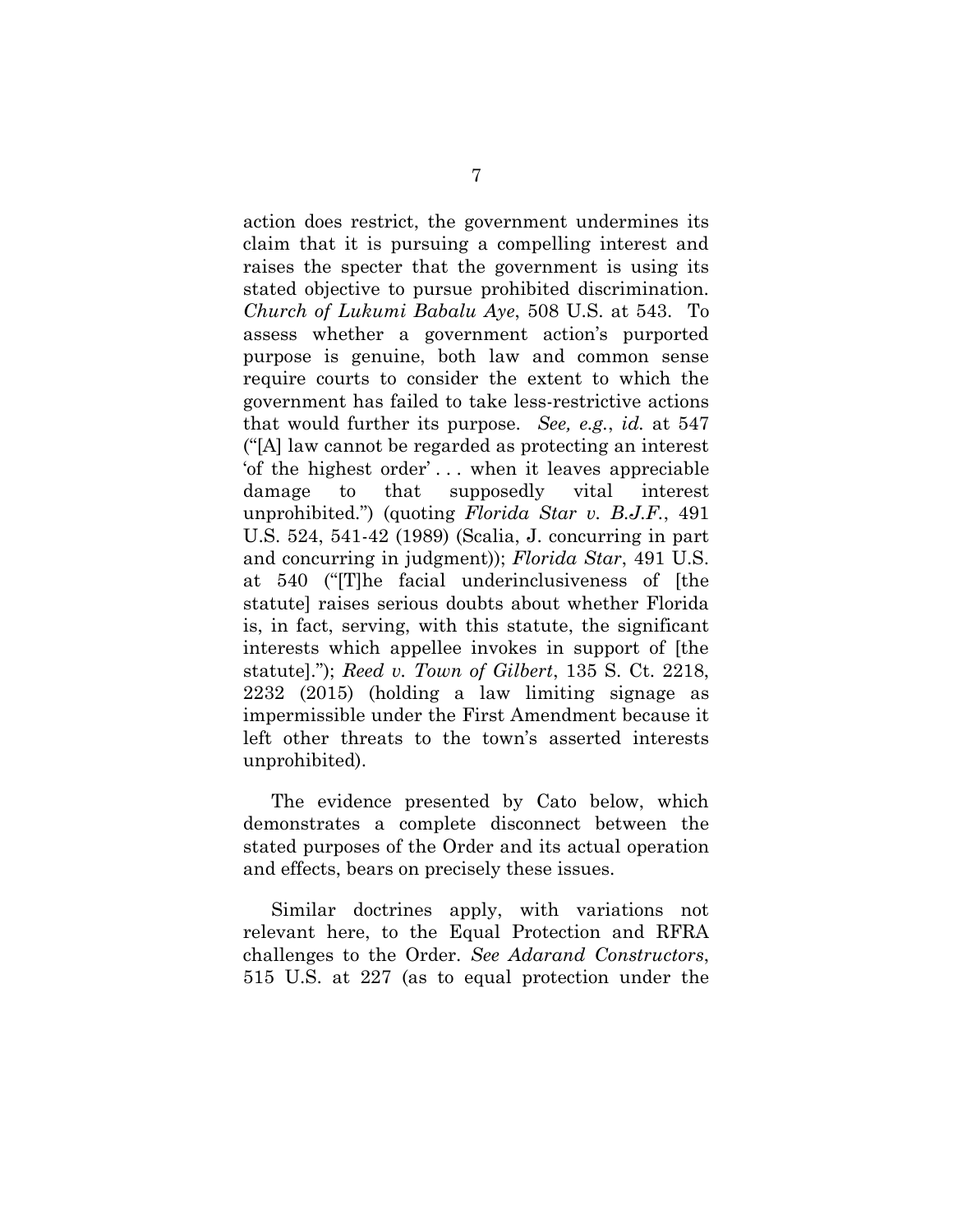action does restrict, the government undermines its claim that it is pursuing a compelling interest and raises the specter that the government is using its stated objective to pursue prohibited discrimination. *Church of Lukumi Babalu Aye*, 508 U.S. at 543. To assess whether a government action's purported purpose is genuine, both law and common sense require courts to consider the extent to which the government has failed to take less-restrictive actions that would further its purpose. *See, e.g.*, *id.* at 547 ("[A] law cannot be regarded as protecting an interest 'of the highest order' . . . when it leaves appreciable damage to that supposedly vital interest unprohibited.") (quoting *Florida Star v. B.J.F.*, 491 U.S. 524, 541-42 (1989) (Scalia, J. concurring in part and concurring in judgment)); *Florida Star*, 491 U.S. at 540 ("[T]he facial underinclusiveness of [the statute] raises serious doubts about whether Florida is, in fact, serving, with this statute, the significant interests which appellee invokes in support of [the statute]."); *Reed v. Town of Gilbert*, 135 S. Ct. 2218, 2232 (2015) (holding a law limiting signage as impermissible under the First Amendment because it left other threats to the town's asserted interests unprohibited).

The evidence presented by Cato below, which demonstrates a complete disconnect between the stated purposes of the Order and its actual operation and effects, bears on precisely these issues.

Similar doctrines apply, with variations not relevant here, to the Equal Protection and RFRA challenges to the Order. *See Adarand Constructors*, 515 U.S. at 227 (as to equal protection under the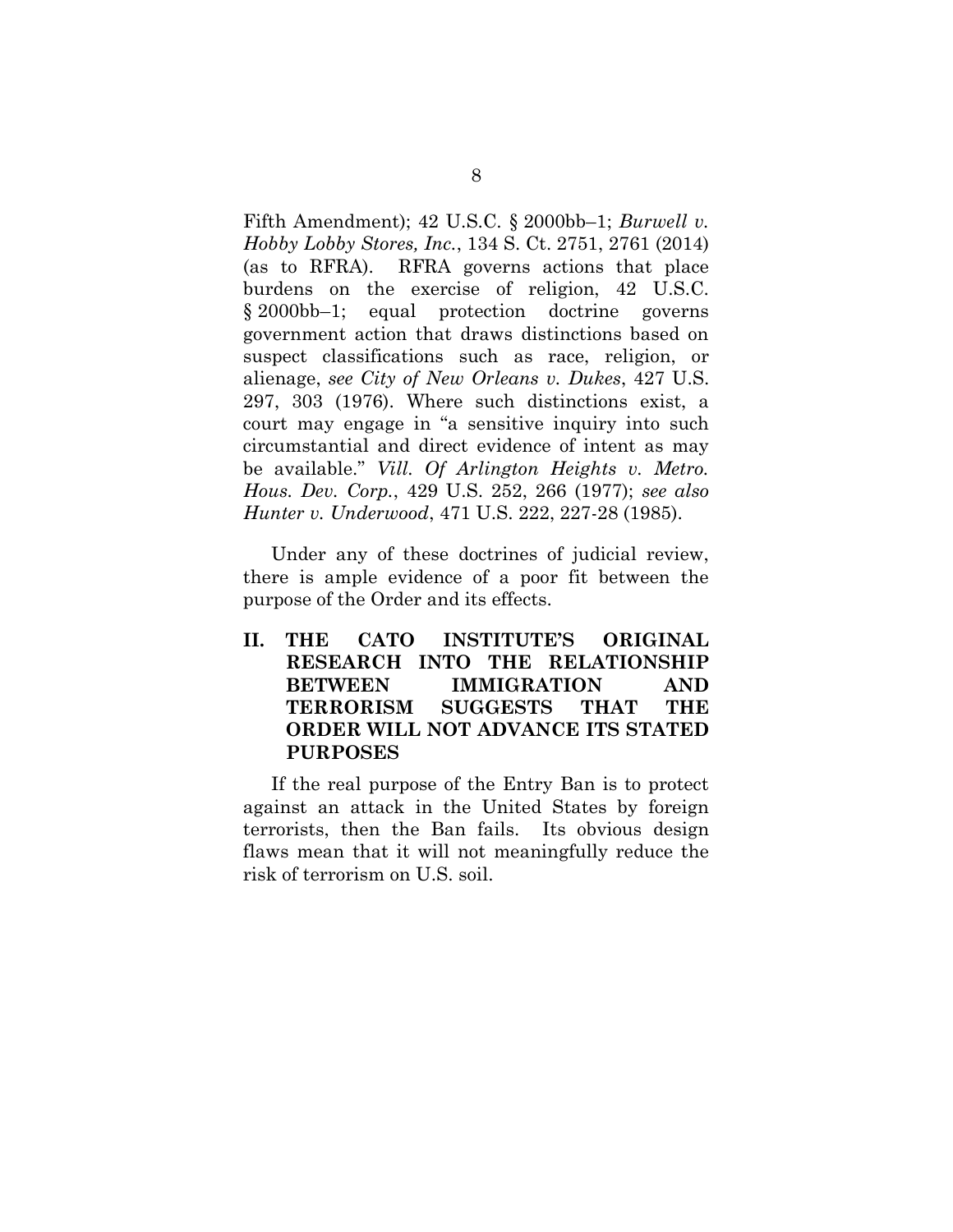Fifth Amendment); 42 U.S.C. § 2000bb–1; *Burwell v. Hobby Lobby Stores, Inc.*, 134 S. Ct. 2751, 2761 (2014) (as to RFRA). RFRA governs actions that place burdens on the exercise of religion, 42 U.S.C. § 2000bb–1; equal protection doctrine governs government action that draws distinctions based on suspect classifications such as race, religion, or alienage, *see City of New Orleans v. Dukes*, 427 U.S. 297, 303 (1976). Where such distinctions exist, a court may engage in "a sensitive inquiry into such circumstantial and direct evidence of intent as may be available." *Vill. Of Arlington Heights v. Metro. Hous. Dev. Corp.*, 429 U.S. 252, 266 (1977); *see also Hunter v. Underwood*, 471 U.S. 222, 227-28 (1985).

Under any of these doctrines of judicial review, there is ample evidence of a poor fit between the purpose of the Order and its effects.

## II. THE CATO INSTITUTE'S ORIGINAL RESEARCH INTO THE RELATIONSHIP BETWEEN IMMIGRATION AND TERRORISM SUGGESTS THAT THE ORDER WILL NOT ADVANCE ITS STATED PURPOSES

If the real purpose of the Entry Ban is to protect against an attack in the United States by foreign terrorists, then the Ban fails. Its obvious design flaws mean that it will not meaningfully reduce the risk of terrorism on U.S. soil.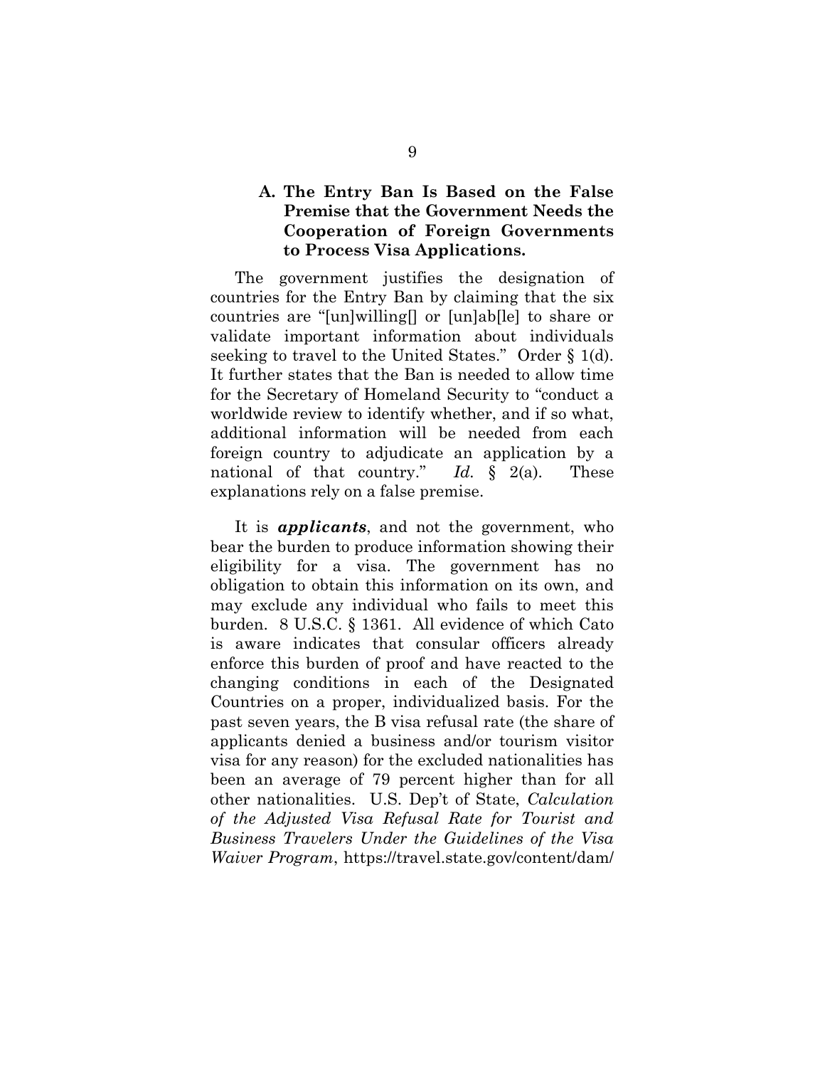### A. The Entry Ban Is Based on the False Premise that the Government Needs the Cooperation of Foreign Governments to Process Visa Applications.

The government justifies the designation of countries for the Entry Ban by claiming that the six countries are "[un]willing[] or [un]ab[le] to share or validate important information about individuals seeking to travel to the United States." Order § 1(d). It further states that the Ban is needed to allow time for the Secretary of Homeland Security to "conduct a worldwide review to identify whether, and if so what, additional information will be needed from each foreign country to adjudicate an application by a national of that country." *Id.* § 2(a). These explanations rely on a false premise.

It is ***applicants***, and not the government, who bear the burden to produce information showing their eligibility for a visa. The government has no obligation to obtain this information on its own, and may exclude any individual who fails to meet this burden. 8 U.S.C. § 1361. All evidence of which Cato is aware indicates that consular officers already enforce this burden of proof and have reacted to the changing conditions in each of the Designated Countries on a proper, individualized basis. For the past seven years, the B visa refusal rate (the share of applicants denied a business and/or tourism visitor visa for any reason) for the excluded nationalities has been an average of 79 percent higher than for all other nationalities. U.S. Dep't of State, *Calculation of the Adjusted Visa Refusal Rate for Tourist and Business Travelers Under the Guidelines of the Visa Waiver Program*, https://travel.state.gov/content/dam/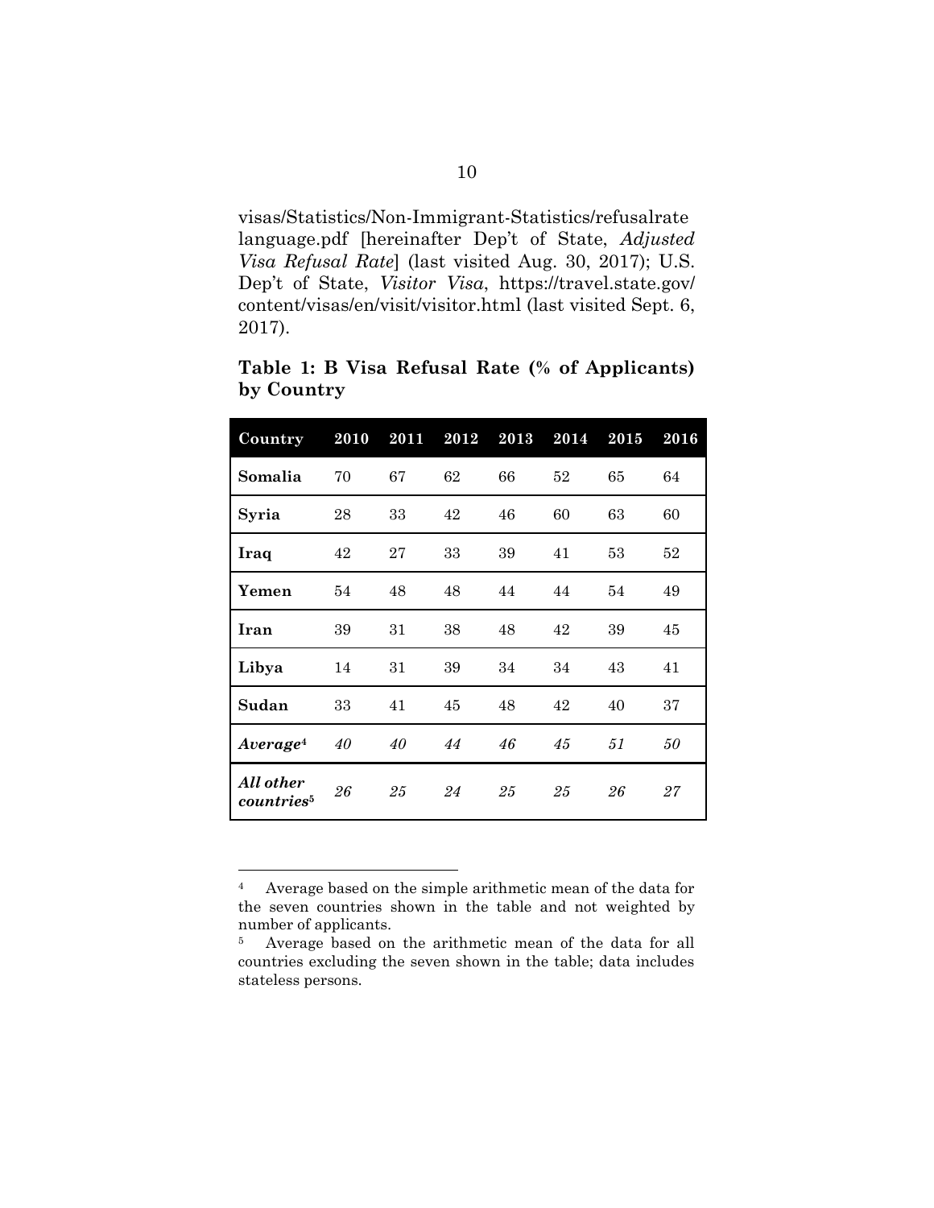visas/Statistics/Non-Immigrant-Statistics/refusalrate language.pdf [hereinafter Dep't of State, *Adjusted Visa Refusal Rate*] (last visited Aug. 30, 2017); U.S. Dep't of State, *Visitor Visa*, https://travel.state.gov/content/visas/en/visit/visitor.html (last visited Sept. 6, 2017).

**Table 1: B Visa Refusal Rate (% of Applicants) by Country**

| Country | 2010 | 2011 | 2012 | 2013 | 2014 | 2015 | 2016 |
|---|---|---|---|---|---|---|---|
| **Somalia** | 70 | 67 | 62 | 66 | 52 | 65 | 64 |
| **Syria** | 28 | 33 | 42 | 46 | 60 | 63 | 60 |
| **Iraq** | 42 | 27 | 33 | 39 | 41 | 53 | 52 |
| **Yemen** | 54 | 48 | 48 | 44 | 44 | 54 | 49 |
| **Iran** | 39 | 31 | 38 | 48 | 42 | 39 | 45 |
| **Libya** | 14 | 31 | 39 | 34 | 34 | 43 | 41 |
| **Sudan** | 33 | 41 | 45 | 48 | 42 | 40 | 37 |
| ***Average*[4]** | *40* | *40* | *44* | *46* | *45* | *51* | *50* |
| ***All other countries*[5]** | *26* | *25* | *24* | *25* | *25* | *26* | *27* |

---

[4] Average based on the simple arithmetic mean of the data for the seven countries shown in the table and not weighted by number of applicants.

[5] Average based on the arithmetic mean of the data for all countries excluding the seven shown in the table; data includes stateless persons.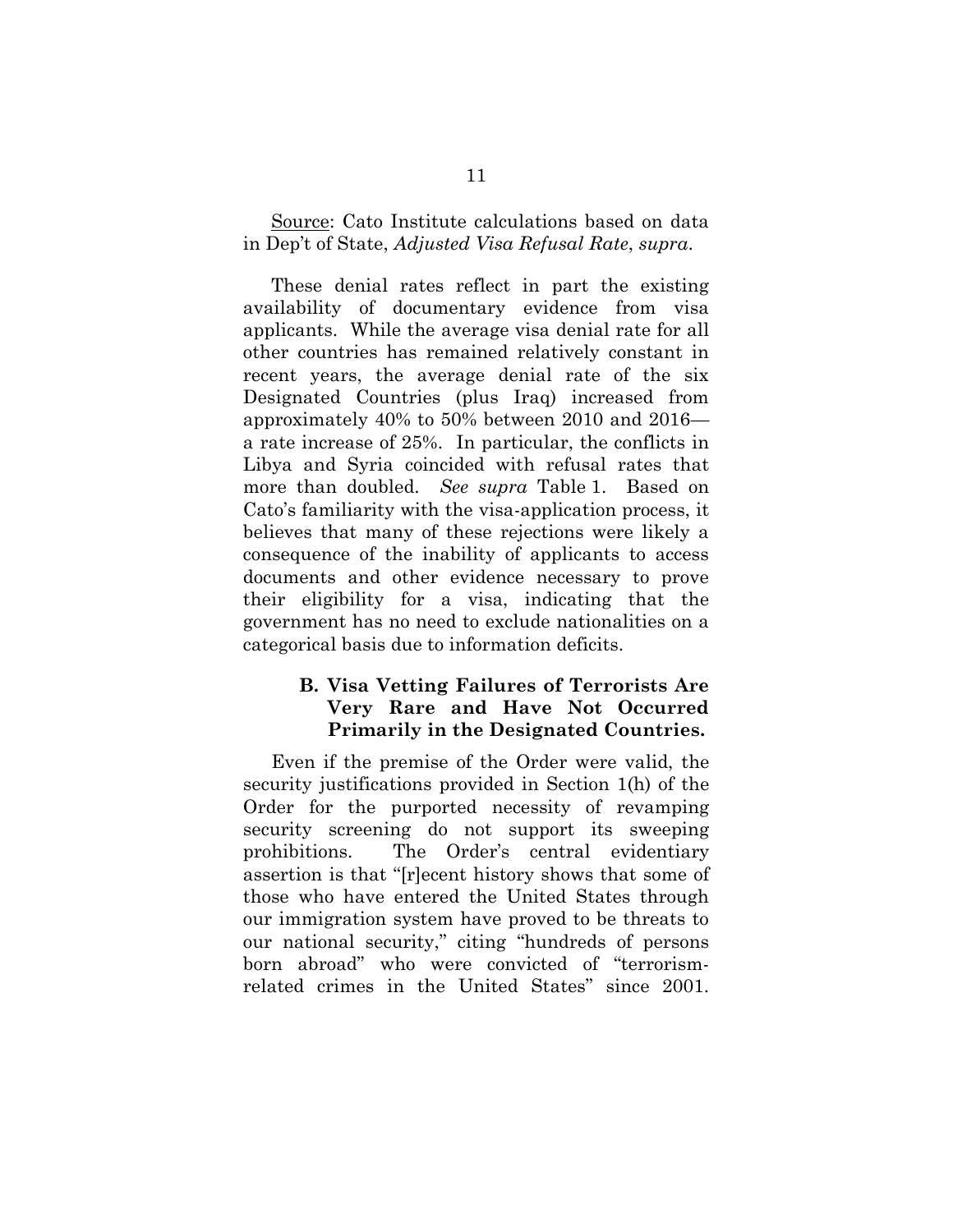Source: Cato Institute calculations based on data in Dep't of State, *Adjusted Visa Refusal Rate*, *supra*.

These denial rates reflect in part the existing availability of documentary evidence from visa applicants. While the average visa denial rate for all other countries has remained relatively constant in recent years, the average denial rate of the six Designated Countries (plus Iraq) increased from approximately 40% to 50% between 2010 and 2016—a rate increase of 25%. In particular, the conflicts in Libya and Syria coincided with refusal rates that more than doubled. *See supra* Table 1. Based on Cato's familiarity with the visa-application process, it believes that many of these rejections were likely a consequence of the inability of applicants to access documents and other evidence necessary to prove their eligibility for a visa, indicating that the government has no need to exclude nationalities on a categorical basis due to information deficits.

### B. Visa Vetting Failures of Terrorists Are Very Rare and Have Not Occurred Primarily in the Designated Countries.

Even if the premise of the Order were valid, the security justifications provided in Section 1(h) of the Order for the purported necessity of revamping security screening do not support its sweeping prohibitions. The Order's central evidentiary assertion is that "[r]ecent history shows that some of those who have entered the United States through our immigration system have proved to be threats to our national security," citing "hundreds of persons born abroad" who were convicted of "terrorism-related crimes in the United States" since 2001.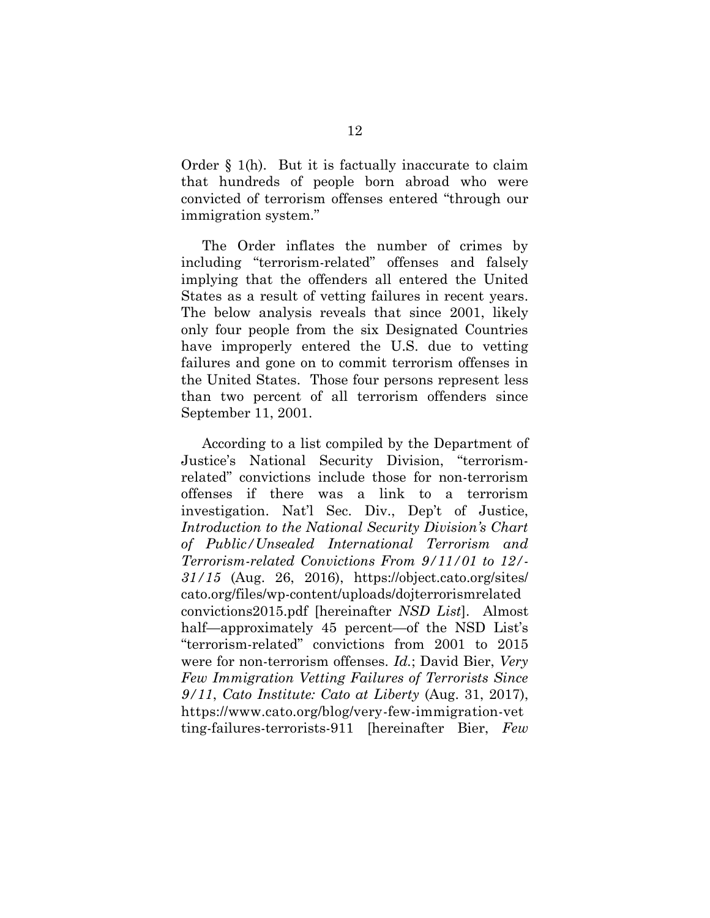Order § 1(h). But it is factually inaccurate to claim that hundreds of people born abroad who were convicted of terrorism offenses entered "through our immigration system."

The Order inflates the number of crimes by including "terrorism-related" offenses and falsely implying that the offenders all entered the United States as a result of vetting failures in recent years. The below analysis reveals that since 2001, likely only four people from the six Designated Countries have improperly entered the U.S. due to vetting failures and gone on to commit terrorism offenses in the United States. Those four persons represent less than two percent of all terrorism offenders since September 11, 2001.

According to a list compiled by the Department of Justice's National Security Division, "terrorism-related" convictions include those for non-terrorism offenses if there was a link to a terrorism investigation. Nat'l Sec. Div., Dep't of Justice, *Introduction to the National Security Division's Chart of Public/Unsealed International Terrorism and Terrorism-related Convictions From 9/11/01 to 12/31/15* (Aug. 26, 2016), https://object.cato.org/sites/cato.org/files/wp-content/uploads/dojterrorismrelatedconvictions2015.pdf [hereinafter *NSD List*]. Almost half—approximately 45 percent—of the NSD List's "terrorism-related" convictions from 2001 to 2015 were for non-terrorism offenses. *Id.*; David Bier, *Very Few Immigration Vetting Failures of Terrorists Since 9/11*, *Cato Institute: Cato at Liberty* (Aug. 31, 2017), https://www.cato.org/blog/very-few-immigration-vetting-failures-terrorists-911 [hereinafter Bier, *Few*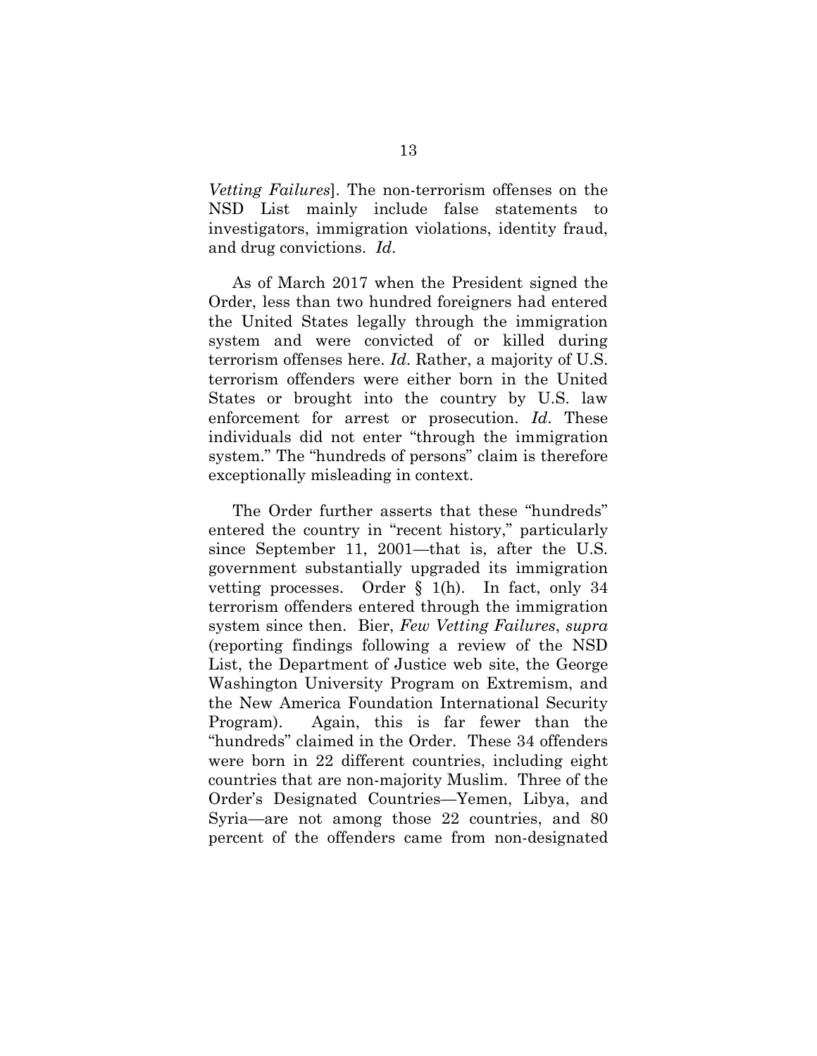*Vetting Failures*]. The non-terrorism offenses on the NSD List mainly include false statements to investigators, immigration violations, identity fraud, and drug convictions. *Id*.

As of March 2017 when the President signed the Order, less than two hundred foreigners had entered the United States legally through the immigration system and were convicted of or killed during terrorism offenses here. *Id*. Rather, a majority of U.S. terrorism offenders were either born in the United States or brought into the country by U.S. law enforcement for arrest or prosecution. *Id*. These individuals did not enter "through the immigration system." The "hundreds of persons" claim is therefore exceptionally misleading in context.

The Order further asserts that these "hundreds" entered the country in "recent history," particularly since September 11, 2001—that is, after the U.S. government substantially upgraded its immigration vetting processes. Order § 1(h). In fact, only 34 terrorism offenders entered through the immigration system since then. Bier, *Few Vetting Failures*, *supra* (reporting findings following a review of the NSD List, the Department of Justice web site, the George Washington University Program on Extremism, and the New America Foundation International Security Program). Again, this is far fewer than the "hundreds" claimed in the Order. These 34 offenders were born in 22 different countries, including eight countries that are non-majority Muslim. Three of the Order's Designated Countries—Yemen, Libya, and Syria—are not among those 22 countries, and 80 percent of the offenders came from non-designated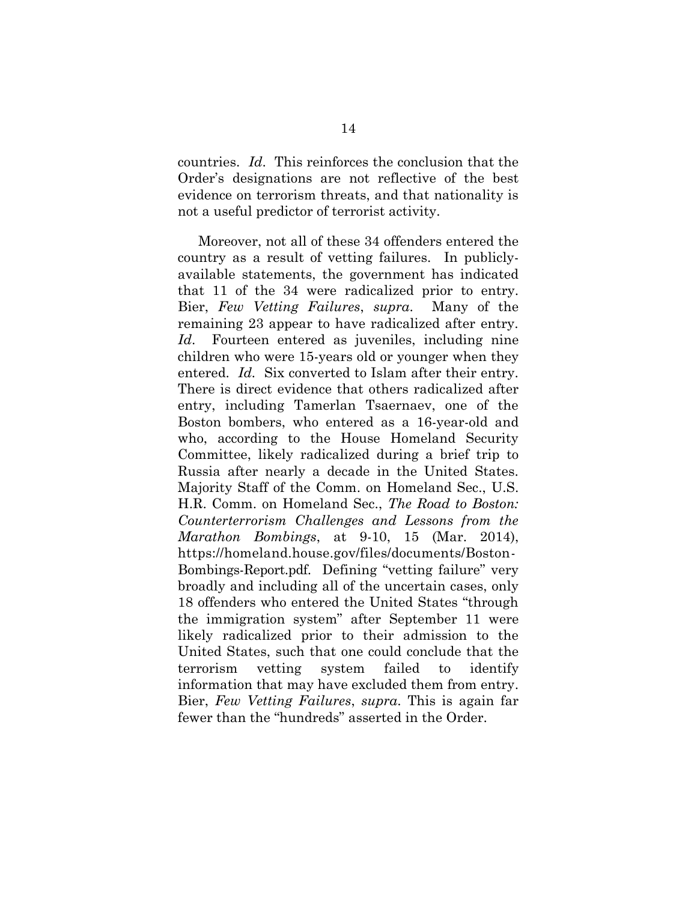countries. *Id.* This reinforces the conclusion that the Order's designations are not reflective of the best evidence on terrorism threats, and that nationality is not a useful predictor of terrorist activity.

Moreover, not all of these 34 offenders entered the country as a result of vetting failures. In publicly-available statements, the government has indicated that 11 of the 34 were radicalized prior to entry. Bier, *Few Vetting Failures*, *supra*. Many of the remaining 23 appear to have radicalized after entry. *Id.* Fourteen entered as juveniles, including nine children who were 15-years old or younger when they entered. *Id.* Six converted to Islam after their entry. There is direct evidence that others radicalized after entry, including Tamerlan Tsaernaev, one of the Boston bombers, who entered as a 16-year-old and who, according to the House Homeland Security Committee, likely radicalized during a brief trip to Russia after nearly a decade in the United States. Majority Staff of the Comm. on Homeland Sec., U.S. H.R. Comm. on Homeland Sec., *The Road to Boston: Counterterrorism Challenges and Lessons from the Marathon Bombings*, at 9-10, 15 (Mar. 2014), https://homeland.house.gov/files/documents/Boston-Bombings-Report.pdf. Defining "vetting failure" very broadly and including all of the uncertain cases, only 18 offenders who entered the United States "through the immigration system" after September 11 were likely radicalized prior to their admission to the United States, such that one could conclude that the terrorism vetting system failed to identify information that may have excluded them from entry. Bier, *Few Vetting Failures*, *supra*. This is again far fewer than the "hundreds" asserted in the Order.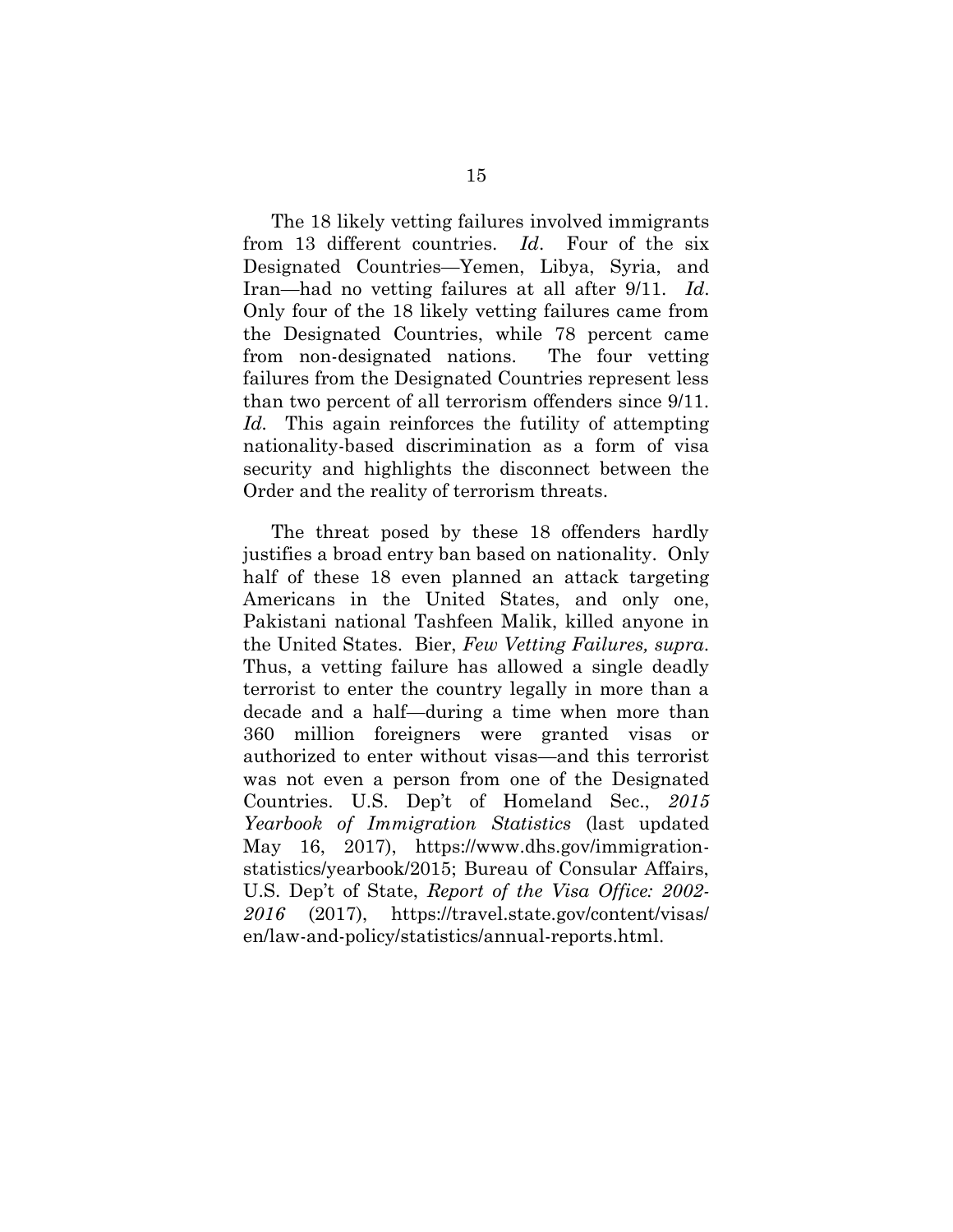The 18 likely vetting failures involved immigrants from 13 different countries. *Id.* Four of the six Designated Countries—Yemen, Libya, Syria, and Iran—had no vetting failures at all after 9/11. *Id.* Only four of the 18 likely vetting failures came from the Designated Countries, while 78 percent came from non-designated nations. The four vetting failures from the Designated Countries represent less than two percent of all terrorism offenders since 9/11. *Id.* This again reinforces the futility of attempting nationality-based discrimination as a form of visa security and highlights the disconnect between the Order and the reality of terrorism threats.

The threat posed by these 18 offenders hardly justifies a broad entry ban based on nationality. Only half of these 18 even planned an attack targeting Americans in the United States, and only one, Pakistani national Tashfeen Malik, killed anyone in the United States. Bier, *Few Vetting Failures, supra.* Thus, a vetting failure has allowed a single deadly terrorist to enter the country legally in more than a decade and a half—during a time when more than 360 million foreigners were granted visas or authorized to enter without visas—and this terrorist was not even a person from one of the Designated Countries. U.S. Dep't of Homeland Sec., *2015 Yearbook of Immigration Statistics* (last updated May 16, 2017), https://www.dhs.gov/immigration-statistics/yearbook/2015; Bureau of Consular Affairs, U.S. Dep't of State, *Report of the Visa Office: 2002-2016* (2017), https://travel.state.gov/content/visas/en/law-and-policy/statistics/annual-reports.html.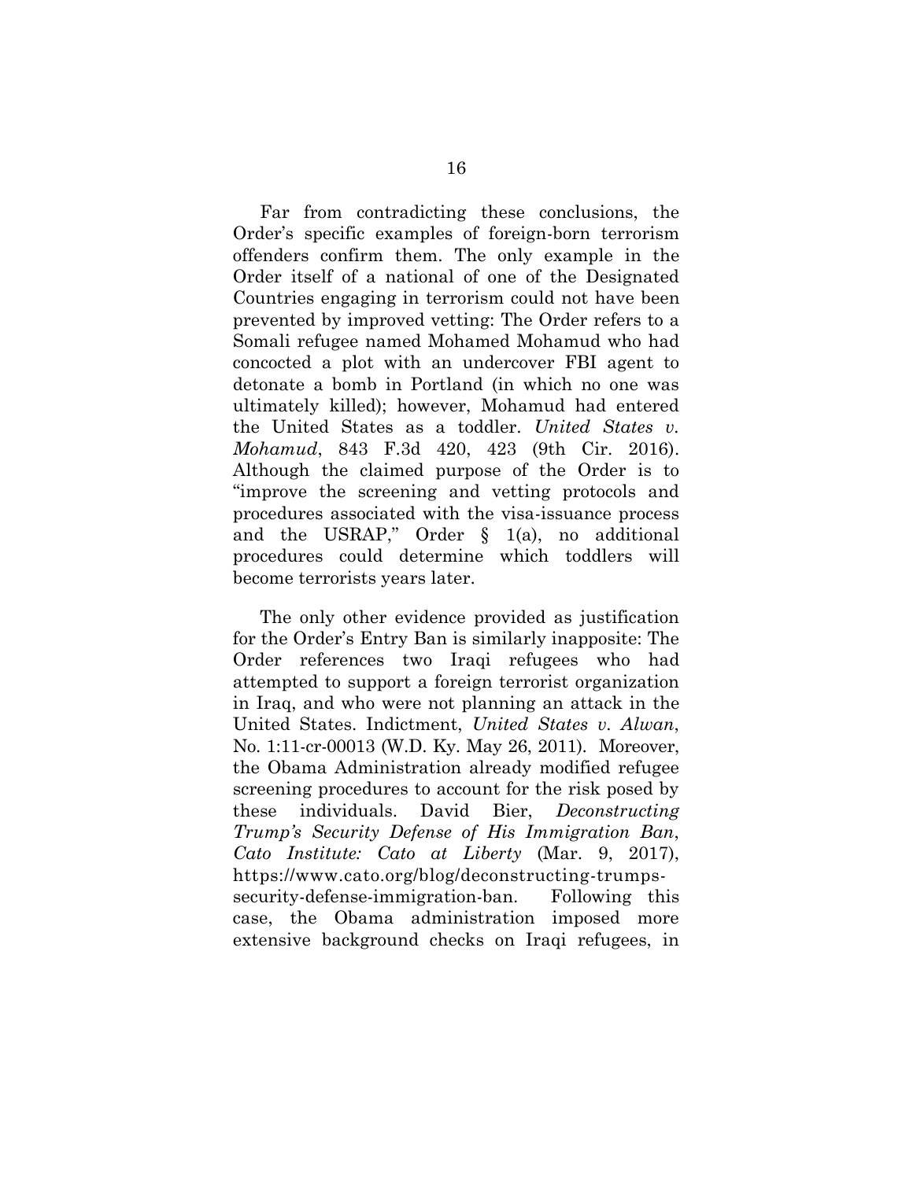Far from contradicting these conclusions, the Order's specific examples of foreign-born terrorism offenders confirm them. The only example in the Order itself of a national of one of the Designated Countries engaging in terrorism could not have been prevented by improved vetting: The Order refers to a Somali refugee named Mohamed Mohamud who had concocted a plot with an undercover FBI agent to detonate a bomb in Portland (in which no one was ultimately killed); however, Mohamud had entered the United States as a toddler. *United States v. Mohamud*, 843 F.3d 420, 423 (9th Cir. 2016). Although the claimed purpose of the Order is to "improve the screening and vetting protocols and procedures associated with the visa-issuance process and the USRAP," Order § 1(a), no additional procedures could determine which toddlers will become terrorists years later.

The only other evidence provided as justification for the Order's Entry Ban is similarly inapposite: The Order references two Iraqi refugees who had attempted to support a foreign terrorist organization in Iraq, and who were not planning an attack in the United States. Indictment, *United States v. Alwan*, No. 1:11-cr-00013 (W.D. Ky. May 26, 2011). Moreover, the Obama Administration already modified refugee screening procedures to account for the risk posed by these individuals. David Bier, *Deconstructing Trump's Security Defense of His Immigration Ban*, *Cato Institute: Cato at Liberty* (Mar. 9, 2017), https://www.cato.org/blog/deconstructing-trumps-security-defense-immigration-ban. Following this case, the Obama administration imposed more extensive background checks on Iraqi refugees, in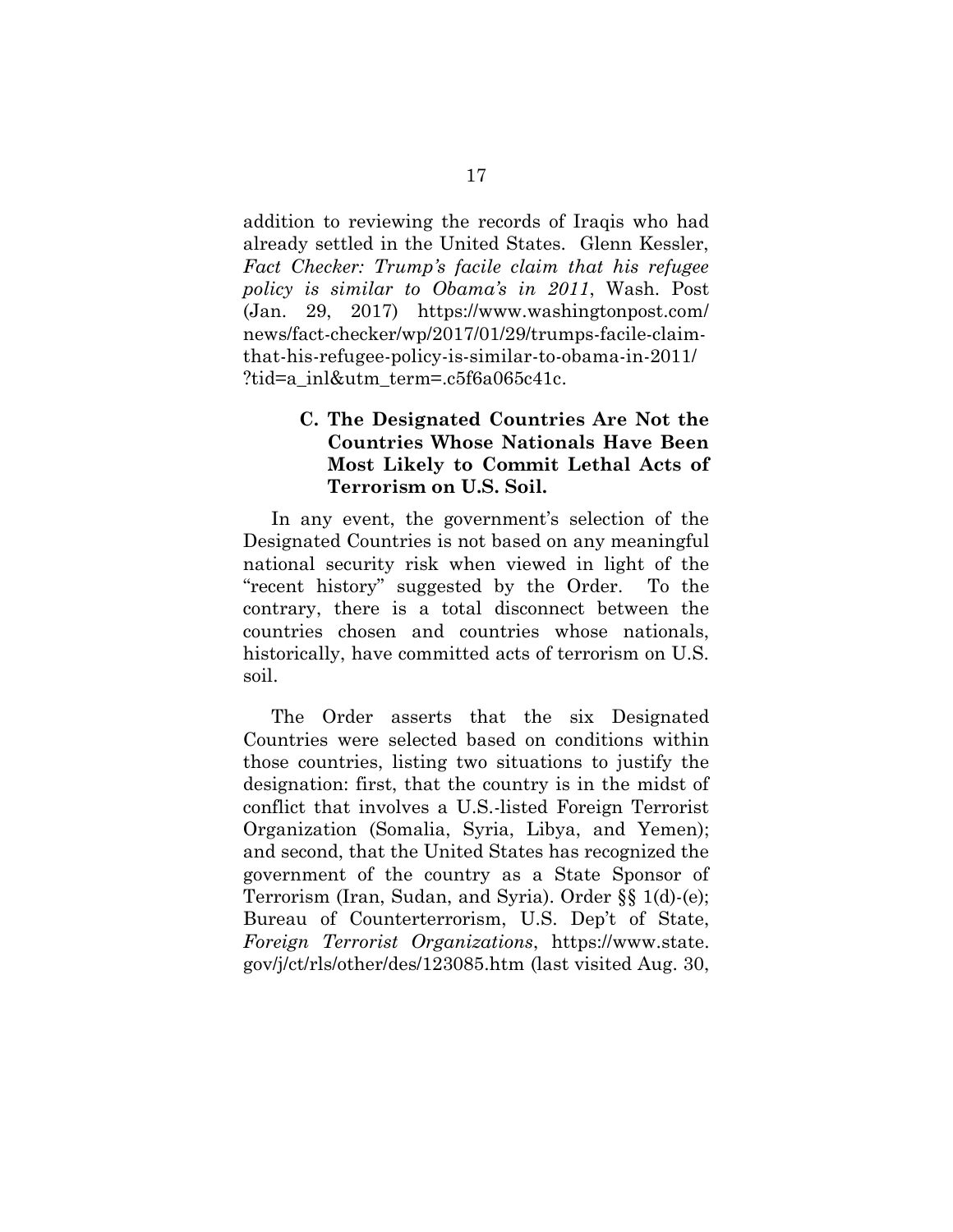addition to reviewing the records of Iraqis who had already settled in the United States. Glenn Kessler, *Fact Checker: Trump's facile claim that his refugee policy is similar to Obama's in 2011*, Wash. Post (Jan. 29, 2017) https://www.washingtonpost.com/news/fact-checker/wp/2017/01/29/trumps-facile-claim-that-his-refugee-policy-is-similar-to-obama-in-2011/?tid=a_inl&utm_term=.c5f6a065c41c.

### C. The Designated Countries Are Not the Countries Whose Nationals Have Been Most Likely to Commit Lethal Acts of Terrorism on U.S. Soil.

In any event, the government's selection of the Designated Countries is not based on any meaningful national security risk when viewed in light of the "recent history" suggested by the Order. To the contrary, there is a total disconnect between the countries chosen and countries whose nationals, historically, have committed acts of terrorism on U.S. soil.

The Order asserts that the six Designated Countries were selected based on conditions within those countries, listing two situations to justify the designation: first, that the country is in the midst of conflict that involves a U.S.-listed Foreign Terrorist Organization (Somalia, Syria, Libya, and Yemen); and second, that the United States has recognized the government of the country as a State Sponsor of Terrorism (Iran, Sudan, and Syria). Order §§ 1(d)-(e); Bureau of Counterterrorism, U.S. Dep't of State, *Foreign Terrorist Organizations*, https://www.state.gov/j/ct/rls/other/des/123085.htm (last visited Aug. 30,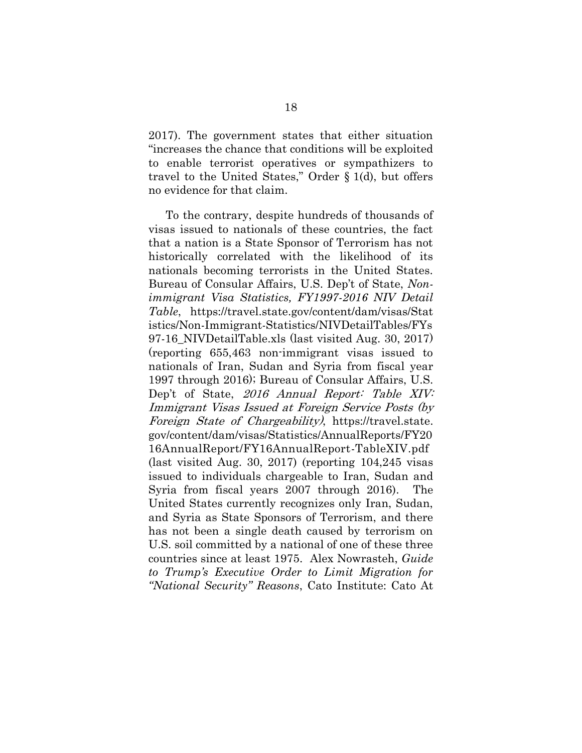2017). The government states that either situation "increases the chance that conditions will be exploited to enable terrorist operatives or sympathizers to travel to the United States," Order § 1(d), but offers no evidence for that claim.

To the contrary, despite hundreds of thousands of visas issued to nationals of these countries, the fact that a nation is a State Sponsor of Terrorism has not historically correlated with the likelihood of its nationals becoming terrorists in the United States. Bureau of Consular Affairs, U.S. Dep't of State, *Non-immigrant Visa Statistics, FY1997-2016 NIV Detail Table*, https://travel.state.gov/content/dam/visas/Statistics/Non-Immigrant-Statistics/NIVDetailTables/FYs97-16_NIVDetailTable.xls (last visited Aug. 30, 2017) (reporting 655,463 non-immigrant visas issued to nationals of Iran, Sudan and Syria from fiscal year 1997 through 2016); Bureau of Consular Affairs, U.S. Dep't of State, *2016 Annual Report: Table XIV: Immigrant Visas Issued at Foreign Service Posts (by Foreign State of Chargeability)*, https://travel.state.gov/content/dam/visas/Statistics/AnnualReports/FY2016AnnualReport/FY16AnnualReport-TableXIV.pdf (last visited Aug. 30, 2017) (reporting 104,245 visas issued to individuals chargeable to Iran, Sudan and Syria from fiscal years 2007 through 2016). The United States currently recognizes only Iran, Sudan, and Syria as State Sponsors of Terrorism, and there has not been a single death caused by terrorism on U.S. soil committed by a national of one of these three countries since at least 1975. Alex Nowrasteh, *Guide to Trump's Executive Order to Limit Migration for "National Security" Reasons*, Cato Institute: Cato At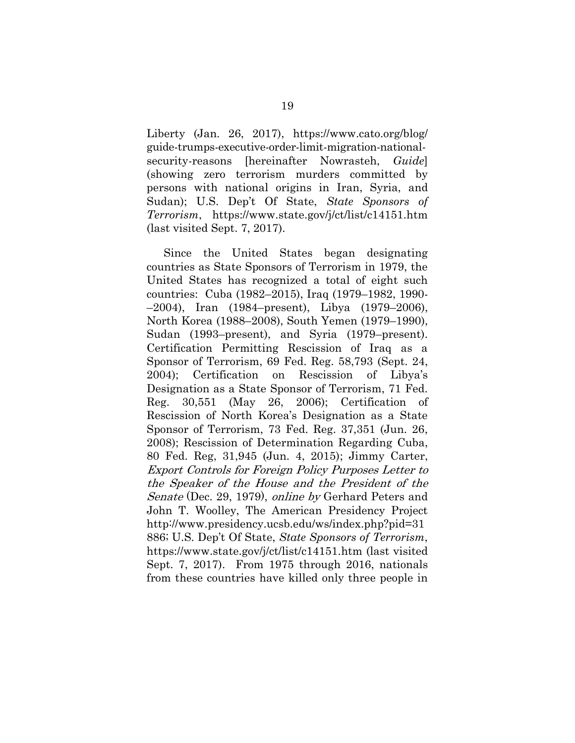Liberty (Jan. 26, 2017), https://www.cato.org/blog/guide-trumps-executive-order-limit-migration-national-security-reasons [hereinafter Nowrasteh, *Guide*] (showing zero terrorism murders committed by persons with national origins in Iran, Syria, and Sudan); U.S. Dep't Of State, *State Sponsors of Terrorism*, https://www.state.gov/j/ct/list/c14151.htm (last visited Sept. 7, 2017).

Since the United States began designating countries as State Sponsors of Terrorism in 1979, the United States has recognized a total of eight such countries: Cuba (1982–2015), Iraq (1979–1982, 1990-–2004), Iran (1984–present), Libya (1979–2006), North Korea (1988–2008), South Yemen (1979–1990), Sudan (1993–present), and Syria (1979–present). Certification Permitting Rescission of Iraq as a Sponsor of Terrorism, 69 Fed. Reg. 58,793 (Sept. 24, 2004); Certification on Rescission of Libya's Designation as a State Sponsor of Terrorism, 71 Fed. Reg. 30,551 (May 26, 2006); Certification of Rescission of North Korea's Designation as a State Sponsor of Terrorism, 73 Fed. Reg. 37,351 (Jun. 26, 2008); Rescission of Determination Regarding Cuba, 80 Fed. Reg, 31,945 (Jun. 4, 2015); Jimmy Carter, *Export Controls for Foreign Policy Purposes Letter to the Speaker of the House and the President of the Senate* (Dec. 29, 1979), *online by* Gerhard Peters and John T. Woolley, The American Presidency Project http://www.presidency.ucsb.edu/ws/index.php?pid=31886; U.S. Dep't Of State, *State Sponsors of Terrorism*, https://www.state.gov/j/ct/list/c14151.htm (last visited Sept. 7, 2017). From 1975 through 2016, nationals from these countries have killed only three people in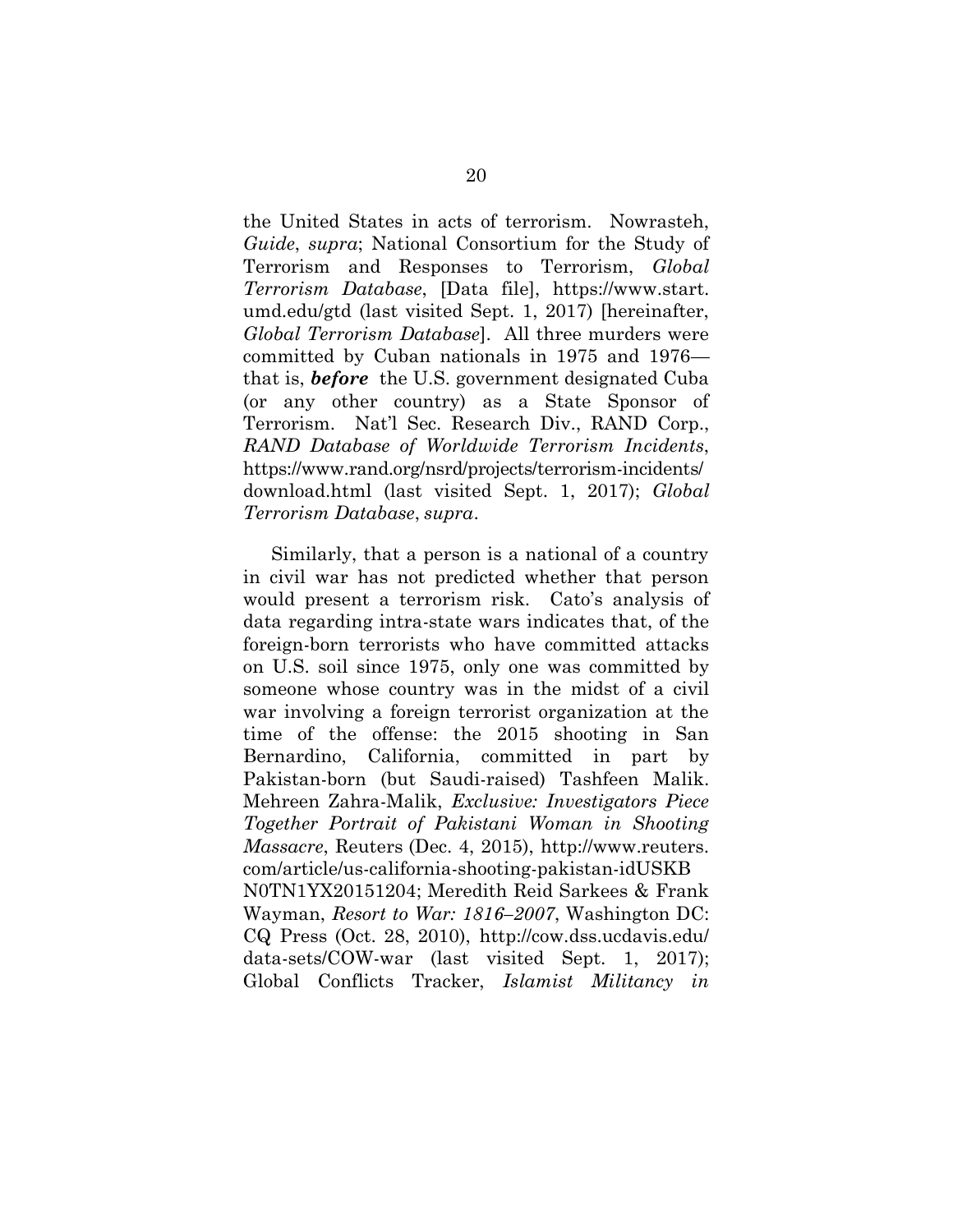the United States in acts of terrorism. Nowrasteh, *Guide*, *supra*; National Consortium for the Study of Terrorism and Responses to Terrorism, *Global Terrorism Database*, [Data file], https://www.start.umd.edu/gtd (last visited Sept. 1, 2017) [hereinafter, *Global Terrorism Database*]. All three murders were committed by Cuban nationals in 1975 and 1976—that is, ***before*** the U.S. government designated Cuba (or any other country) as a State Sponsor of Terrorism. Nat'l Sec. Research Div., RAND Corp., *RAND Database of Worldwide Terrorism Incidents*, https://www.rand.org/nsrd/projects/terrorism-incidents/download.html (last visited Sept. 1, 2017); *Global Terrorism Database*, *supra*.

Similarly, that a person is a national of a country in civil war has not predicted whether that person would present a terrorism risk. Cato's analysis of data regarding intra-state wars indicates that, of the foreign-born terrorists who have committed attacks on U.S. soil since 1975, only one was committed by someone whose country was in the midst of a civil war involving a foreign terrorist organization at the time of the offense: the 2015 shooting in San Bernardino, California, committed in part by Pakistan-born (but Saudi-raised) Tashfeen Malik. Mehreen Zahra-Malik, *Exclusive: Investigators Piece Together Portrait of Pakistani Woman in Shooting Massacre*, Reuters (Dec. 4, 2015), http://www.reuters.com/article/us-california-shooting-pakistan-idUSKBN0TN1YX20151204; Meredith Reid Sarkees & Frank Wayman, *Resort to War: 1816–2007*, Washington DC: CQ Press (Oct. 28, 2010), http://cow.dss.ucdavis.edu/data-sets/COW-war (last visited Sept. 1, 2017); Global Conflicts Tracker, *Islamist Militancy in*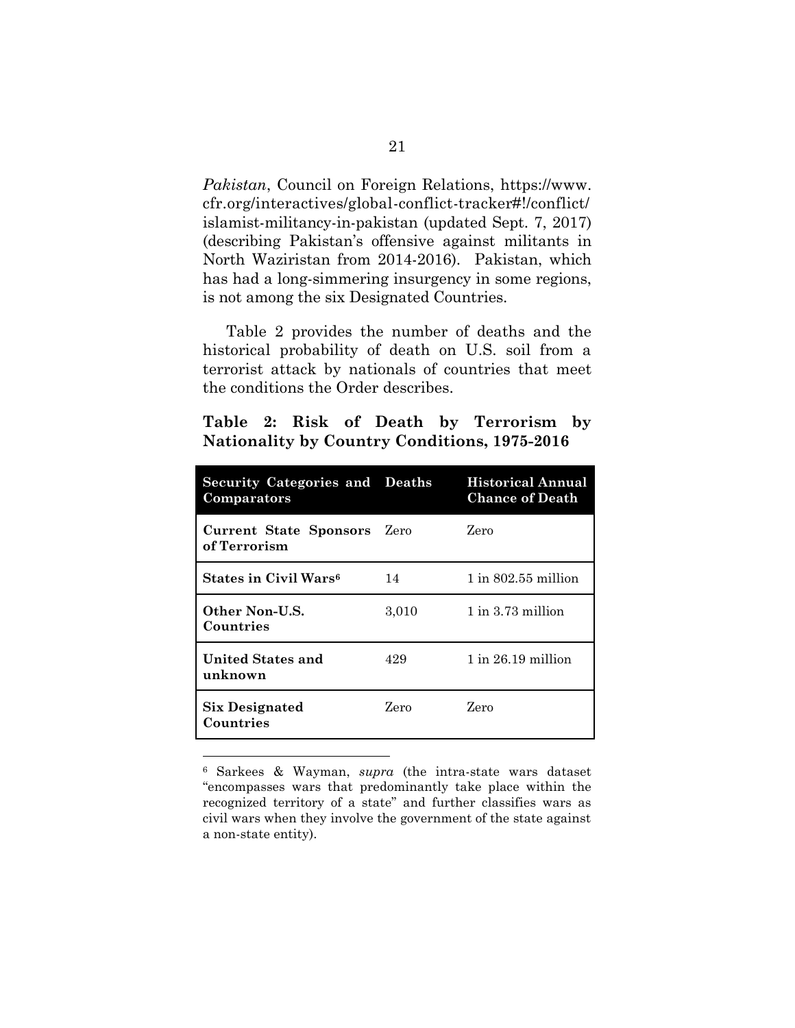*Pakistan*, Council on Foreign Relations, https://www.cfr.org/interactives/global-conflict-tracker#!/conflict/islamist-militancy-in-pakistan (updated Sept. 7, 2017) (describing Pakistan's offensive against militants in North Waziristan from 2014-2016). Pakistan, which has had a long-simmering insurgency in some regions, is not among the six Designated Countries.

Table 2 provides the number of deaths and the historical probability of death on U.S. soil from a terrorist attack by nationals of countries that meet the conditions the Order describes.

**Table 2: Risk of Death by Terrorism by Nationality by Country Conditions, 1975-2016**

| Security Categories and Comparators | Deaths | Historical Annual Chance of Death |
|---|---|---|
| **Current State Sponsors of Terrorism** | Zero | Zero |
| **States in Civil Wars**[6] | 14 | 1 in 802.55 million |
| **Other Non-U.S. Countries** | 3,010 | 1 in 3.73 million |
| **United States and unknown** | 429 | 1 in 26.19 million |
| **Six Designated Countries** | Zero | Zero |

[6] Sarkees & Wayman, *supra* (the intra-state wars dataset "encompasses wars that predominantly take place within the recognized territory of a state" and further classifies wars as civil wars when they involve the government of the state against a non-state entity).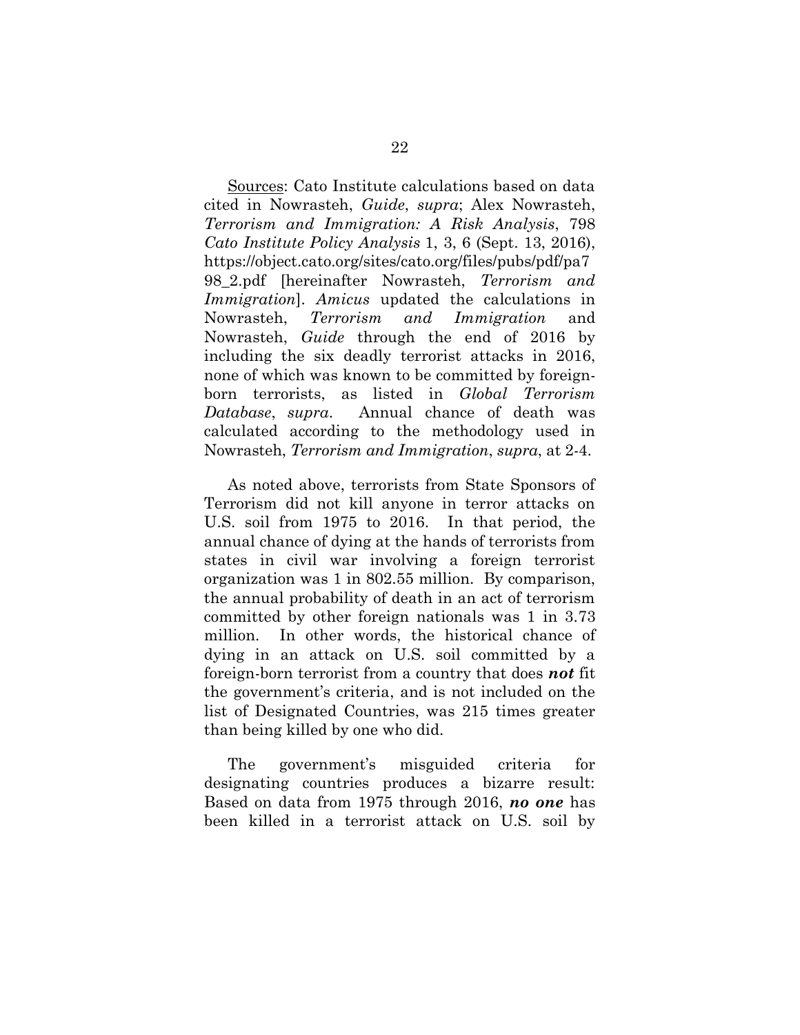<u>Sources</u>: Cato Institute calculations based on data cited in Nowrasteh, *Guide*, *supra*; Alex Nowrasteh, *Terrorism and Immigration: A Risk Analysis*, 798 *Cato Institute Policy Analysis* 1, 3, 6 (Sept. 13, 2016), https://object.cato.org/sites/cato.org/files/pubs/pdf/pa798_2.pdf [hereinafter Nowrasteh, *Terrorism and Immigration*]. *Amicus* updated the calculations in Nowrasteh, *Terrorism and Immigration* and Nowrasteh, *Guide* through the end of 2016 by including the six deadly terrorist attacks in 2016, none of which was known to be committed by foreign-born terrorists, as listed in *Global Terrorism Database*, *supra*. Annual chance of death was calculated according to the methodology used in Nowrasteh, *Terrorism and Immigration*, *supra*, at 2-4.

As noted above, terrorists from State Sponsors of Terrorism did not kill anyone in terror attacks on U.S. soil from 1975 to 2016. In that period, the annual chance of dying at the hands of terrorists from states in civil war involving a foreign terrorist organization was 1 in 802.55 million. By comparison, the annual probability of death in an act of terrorism committed by other foreign nationals was 1 in 3.73 million. In other words, the historical chance of dying in an attack on U.S. soil committed by a foreign-born terrorist from a country that does ***not*** fit the government's criteria, and is not included on the list of Designated Countries, was 215 times greater than being killed by one who did.

The government's misguided criteria for designating countries produces a bizarre result: Based on data from 1975 through 2016, ***no one*** has been killed in a terrorist attack on U.S. soil by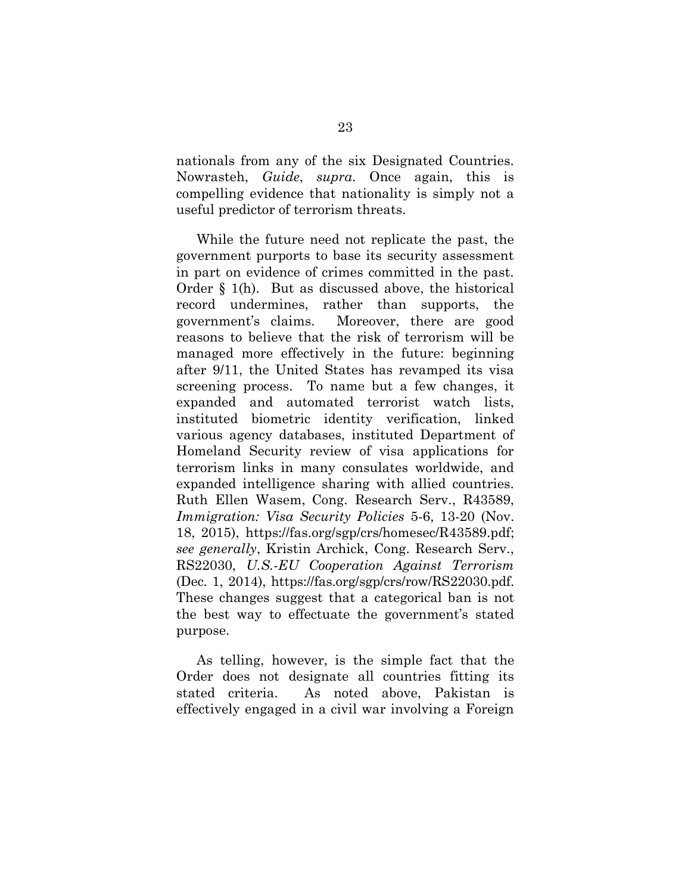nationals from any of the six Designated Countries. Nowrasteh, *Guide*, *supra*. Once again, this is compelling evidence that nationality is simply not a useful predictor of terrorism threats.

While the future need not replicate the past, the government purports to base its security assessment in part on evidence of crimes committed in the past. Order § 1(h). But as discussed above, the historical record undermines, rather than supports, the government's claims. Moreover, there are good reasons to believe that the risk of terrorism will be managed more effectively in the future: beginning after 9/11, the United States has revamped its visa screening process. To name but a few changes, it expanded and automated terrorist watch lists, instituted biometric identity verification, linked various agency databases, instituted Department of Homeland Security review of visa applications for terrorism links in many consulates worldwide, and expanded intelligence sharing with allied countries. Ruth Ellen Wasem, Cong. Research Serv., R43589, *Immigration: Visa Security Policies* 5-6, 13-20 (Nov. 18, 2015), https://fas.org/sgp/crs/homesec/R43589.pdf; *see generally*, Kristin Archick, Cong. Research Serv., RS22030, *U.S.-EU Cooperation Against Terrorism* (Dec. 1, 2014), https://fas.org/sgp/crs/row/RS22030.pdf. These changes suggest that a categorical ban is not the best way to effectuate the government's stated purpose.

As telling, however, is the simple fact that the Order does not designate all countries fitting its stated criteria. As noted above, Pakistan is effectively engaged in a civil war involving a Foreign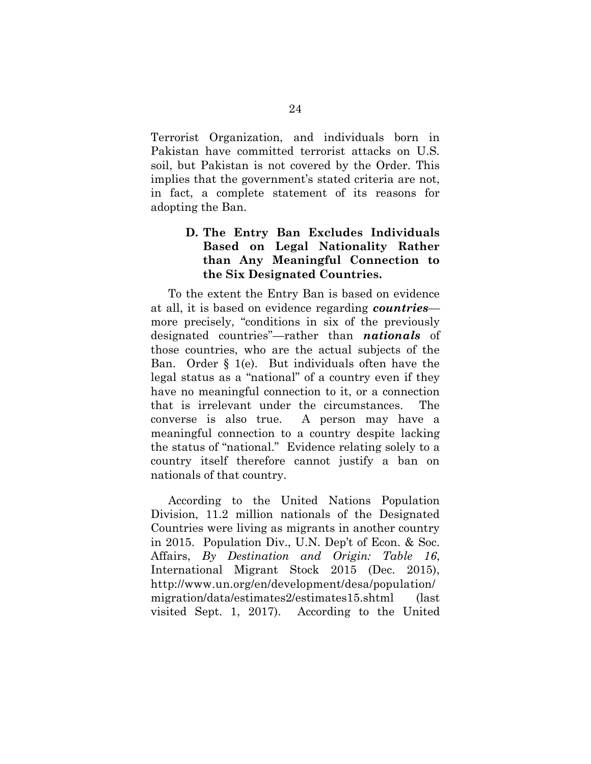Terrorist Organization, and individuals born in Pakistan have committed terrorist attacks on U.S. soil, but Pakistan is not covered by the Order. This implies that the government's stated criteria are not, in fact, a complete statement of its reasons for adopting the Ban.

### D. The Entry Ban Excludes Individuals Based on Legal Nationality Rather than Any Meaningful Connection to the Six Designated Countries.

To the extent the Entry Ban is based on evidence at all, it is based on evidence regarding ***countries***—more precisely, "conditions in six of the previously designated countries"—rather than ***nationals*** of those countries, who are the actual subjects of the Ban. Order § 1(e). But individuals often have the legal status as a "national" of a country even if they have no meaningful connection to it, or a connection that is irrelevant under the circumstances. The converse is also true. A person may have a meaningful connection to a country despite lacking the status of "national." Evidence relating solely to a country itself therefore cannot justify a ban on nationals of that country.

According to the United Nations Population Division, 11.2 million nationals of the Designated Countries were living as migrants in another country in 2015. Population Div., U.N. Dep't of Econ. & Soc. Affairs, *By Destination and Origin: Table 16*, International Migrant Stock 2015 (Dec. 2015), http://www.un.org/en/development/desa/population/migration/data/estimates2/estimates15.shtml (last visited Sept. 1, 2017). According to the United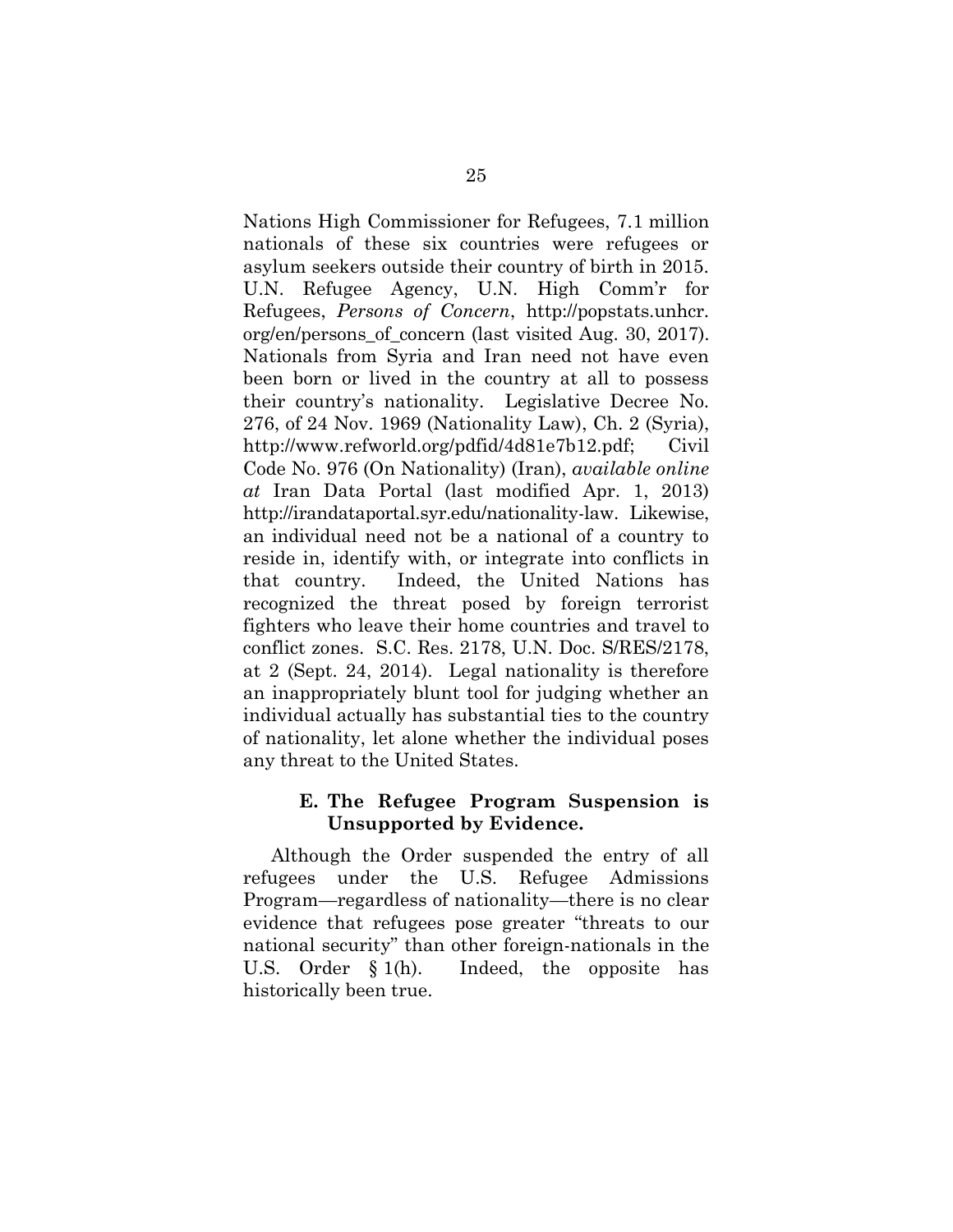Nations High Commissioner for Refugees, 7.1 million nationals of these six countries were refugees or asylum seekers outside their country of birth in 2015. U.N. Refugee Agency, U.N. High Comm'r for Refugees, *Persons of Concern*, http://popstats.unhcr.org/en/persons_of_concern (last visited Aug. 30, 2017). Nationals from Syria and Iran need not have even been born or lived in the country at all to possess their country's nationality. Legislative Decree No. 276, of 24 Nov. 1969 (Nationality Law), Ch. 2 (Syria), http://www.refworld.org/pdfid/4d81e7b12.pdf; Civil Code No. 976 (On Nationality) (Iran), *available online at* Iran Data Portal (last modified Apr. 1, 2013) http://irandataportal.syr.edu/nationality-law. Likewise, an individual need not be a national of a country to reside in, identify with, or integrate into conflicts in that country. Indeed, the United Nations has recognized the threat posed by foreign terrorist fighters who leave their home countries and travel to conflict zones. S.C. Res. 2178, U.N. Doc. S/RES/2178, at 2 (Sept. 24, 2014). Legal nationality is therefore an inappropriately blunt tool for judging whether an individual actually has substantial ties to the country of nationality, let alone whether the individual poses any threat to the United States.

### E. The Refugee Program Suspension is Unsupported by Evidence.

Although the Order suspended the entry of all refugees under the U.S. Refugee Admissions Program—regardless of nationality—there is no clear evidence that refugees pose greater "threats to our national security" than other foreign-nationals in the U.S. Order § 1(h). Indeed, the opposite has historically been true.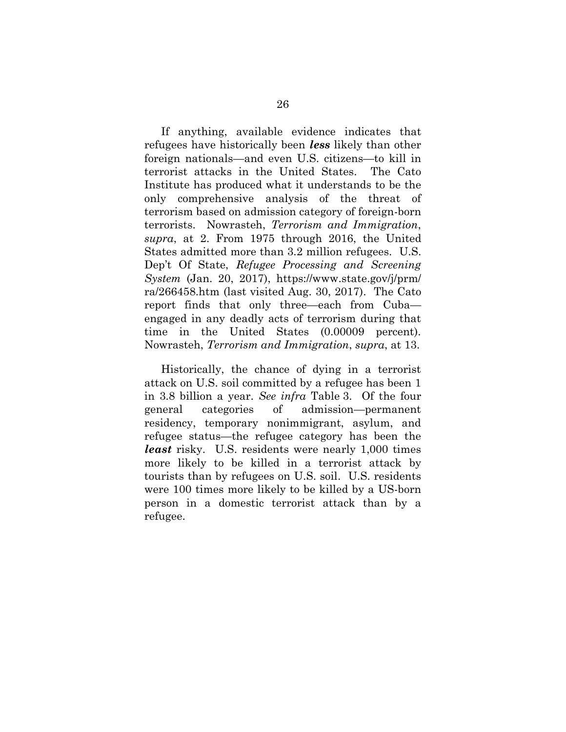If anything, available evidence indicates that refugees have historically been ***less*** likely than other foreign nationals—and even U.S. citizens—to kill in terrorist attacks in the United States. The Cato Institute has produced what it understands to be the only comprehensive analysis of the threat of terrorism based on admission category of foreign-born terrorists. Nowrasteh, *Terrorism and Immigration*, *supra*, at 2. From 1975 through 2016, the United States admitted more than 3.2 million refugees. U.S. Dep't Of State, *Refugee Processing and Screening System* (Jan. 20, 2017), https://www.state.gov/j/prm/ra/266458.htm (last visited Aug. 30, 2017). The Cato report finds that only three—each from Cuba—engaged in any deadly acts of terrorism during that time in the United States (0.00009 percent). Nowrasteh, *Terrorism and Immigration*, *supra*, at 13.

Historically, the chance of dying in a terrorist attack on U.S. soil committed by a refugee has been 1 in 3.8 billion a year. *See infra* Table 3. Of the four general categories of admission—permanent residency, temporary nonimmigrant, asylum, and refugee status—the refugee category has been the ***least*** risky. U.S. residents were nearly 1,000 times more likely to be killed in a terrorist attack by tourists than by refugees on U.S. soil. U.S. residents were 100 times more likely to be killed by a US-born person in a domestic terrorist attack than by a refugee.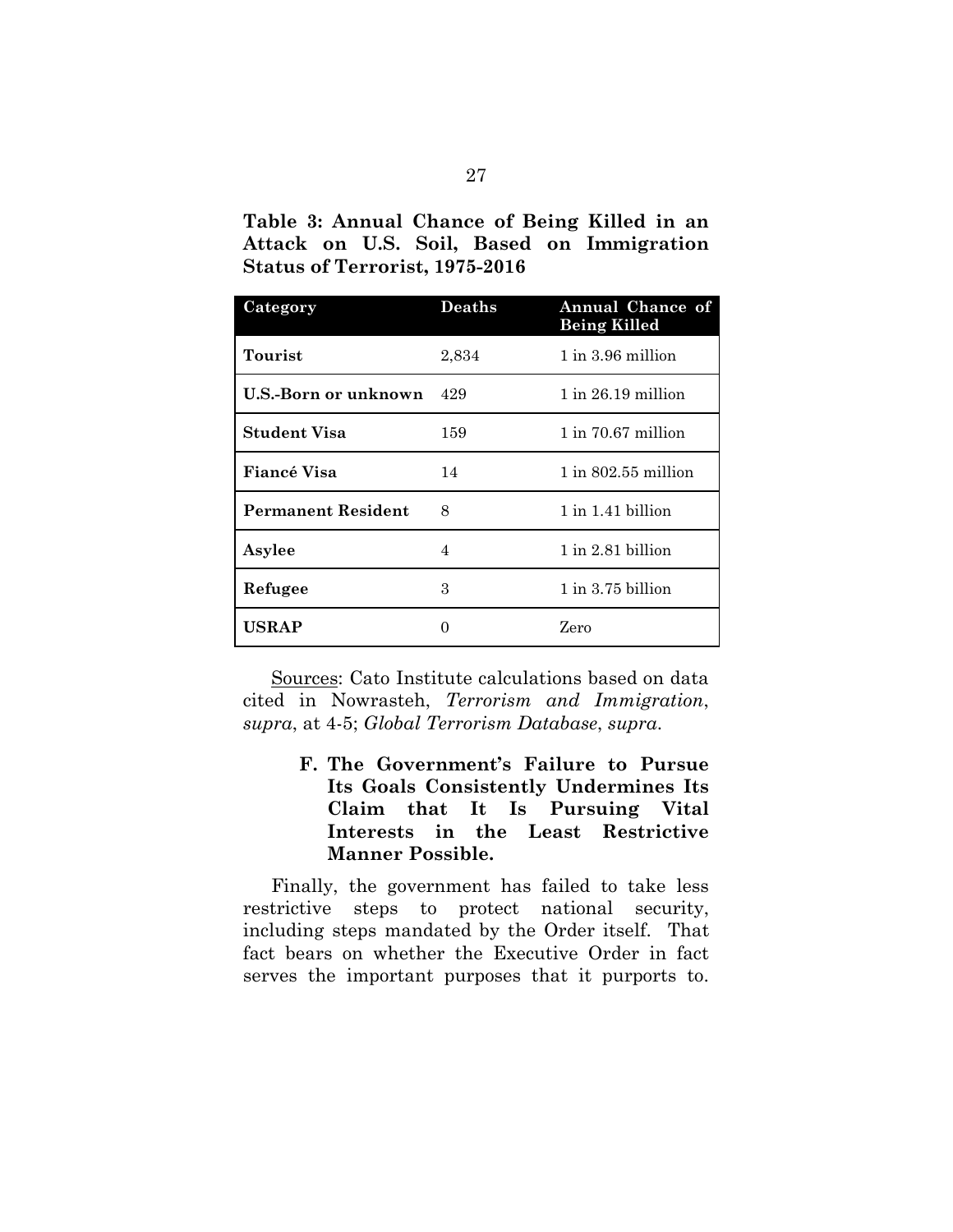**Table 3: Annual Chance of Being Killed in an Attack on U.S. Soil, Based on Immigration Status of Terrorist, 1975-2016**

| Category | Deaths | Annual Chance of Being Killed |
|---|---|---|
| **Tourist** | 2,834 | 1 in 3.96 million |
| **U.S.-Born or unknown** | 429 | 1 in 26.19 million |
| **Student Visa** | 159 | 1 in 70.67 million |
| **Fiancé Visa** | 14 | 1 in 802.55 million |
| **Permanent Resident** | 8 | 1 in 1.41 billion |
| **Asylee** | 4 | 1 in 2.81 billion |
| **Refugee** | 3 | 1 in 3.75 billion |
| **USRAP** | 0 | Zero |

Sources: Cato Institute calculations based on data cited in Nowrasteh, *Terrorism and Immigration*, *supra*, at 4-5; *Global Terrorism Database*, *supra*.

### F. The Government's Failure to Pursue Its Goals Consistently Undermines Its Claim that It Is Pursuing Vital Interests in the Least Restrictive Manner Possible.

Finally, the government has failed to take less restrictive steps to protect national security, including steps mandated by the Order itself. That fact bears on whether the Executive Order in fact serves the important purposes that it purports to.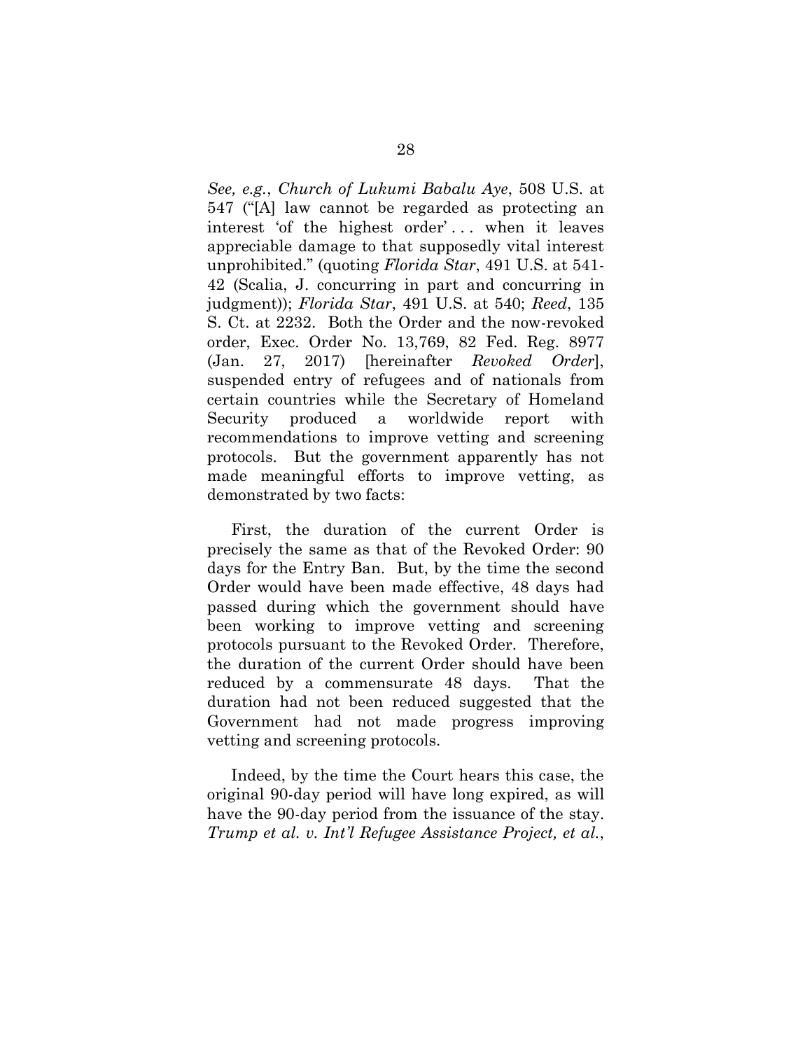*See, e.g.*, *Church of Lukumi Babalu Aye*, 508 U.S. at 547 ("[A] law cannot be regarded as protecting an interest 'of the highest order' . . . when it leaves appreciable damage to that supposedly vital interest unprohibited." (quoting *Florida Star*, 491 U.S. at 541-42 (Scalia, J. concurring in part and concurring in judgment)); *Florida Star*, 491 U.S. at 540; *Reed*, 135 S. Ct. at 2232. Both the Order and the now-revoked order, Exec. Order No. 13,769, 82 Fed. Reg. 8977 (Jan. 27, 2017) [hereinafter *Revoked Order*], suspended entry of refugees and of nationals from certain countries while the Secretary of Homeland Security produced a worldwide report with recommendations to improve vetting and screening protocols. But the government apparently has not made meaningful efforts to improve vetting, as demonstrated by two facts:

First, the duration of the current Order is precisely the same as that of the Revoked Order: 90 days for the Entry Ban. But, by the time the second Order would have been made effective, 48 days had passed during which the government should have been working to improve vetting and screening protocols pursuant to the Revoked Order. Therefore, the duration of the current Order should have been reduced by a commensurate 48 days. That the duration had not been reduced suggested that the Government had not made progress improving vetting and screening protocols.

Indeed, by the time the Court hears this case, the original 90-day period will have long expired, as will have the 90-day period from the issuance of the stay. *Trump et al. v. Int'l Refugee Assistance Project, et al.*,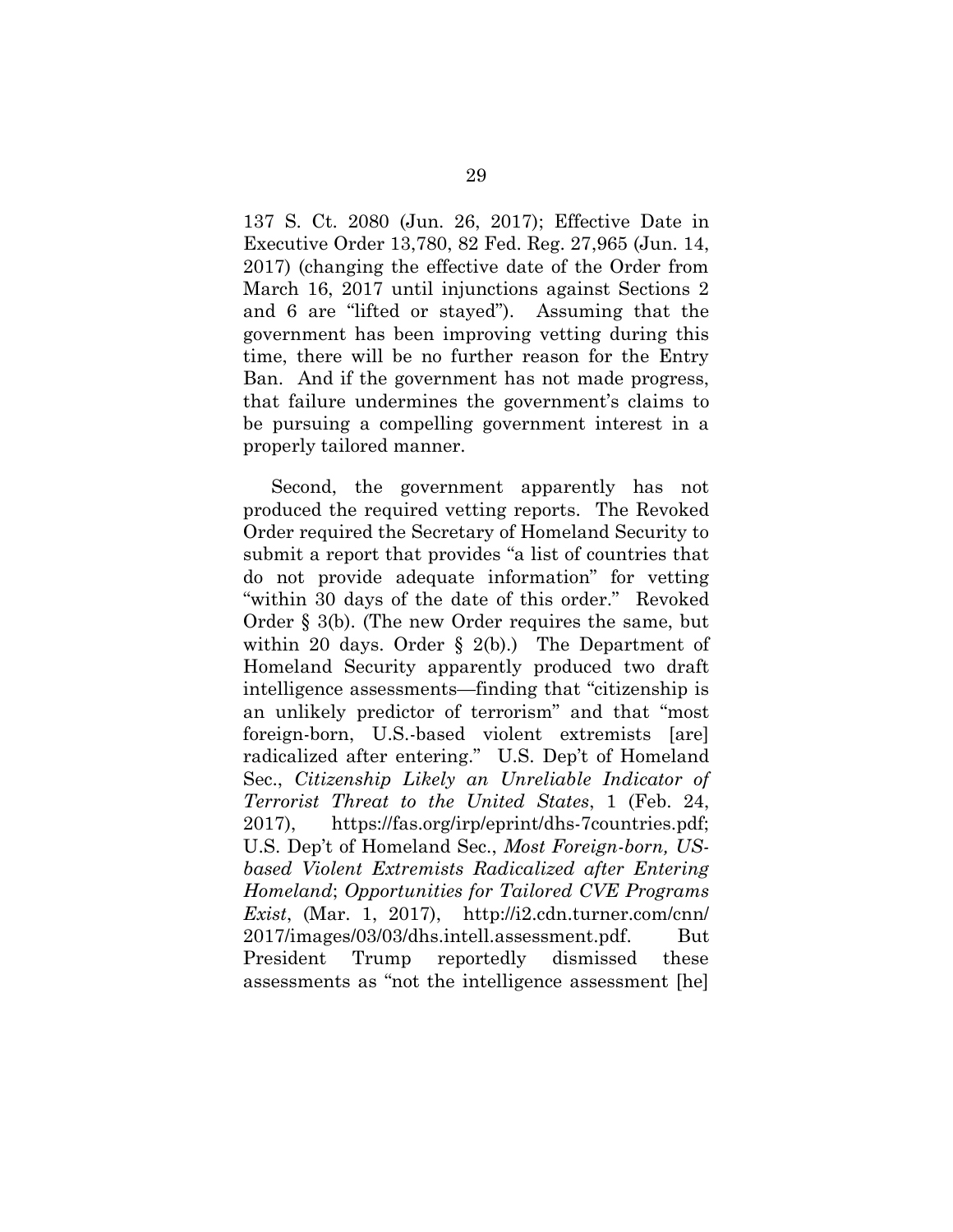137 S. Ct. 2080 (Jun. 26, 2017); Effective Date in Executive Order 13,780, 82 Fed. Reg. 27,965 (Jun. 14, 2017) (changing the effective date of the Order from March 16, 2017 until injunctions against Sections 2 and 6 are "lifted or stayed"). Assuming that the government has been improving vetting during this time, there will be no further reason for the Entry Ban. And if the government has not made progress, that failure undermines the government's claims to be pursuing a compelling government interest in a properly tailored manner.

Second, the government apparently has not produced the required vetting reports. The Revoked Order required the Secretary of Homeland Security to submit a report that provides "a list of countries that do not provide adequate information" for vetting "within 30 days of the date of this order." Revoked Order § 3(b). (The new Order requires the same, but within 20 days. Order § 2(b).) The Department of Homeland Security apparently produced two draft intelligence assessments—finding that "citizenship is an unlikely predictor of terrorism" and that "most foreign-born, U.S.-based violent extremists [are] radicalized after entering." U.S. Dep't of Homeland Sec., *Citizenship Likely an Unreliable Indicator of Terrorist Threat to the United States*, 1 (Feb. 24, 2017), https://fas.org/irp/eprint/dhs-7countries.pdf; U.S. Dep't of Homeland Sec., *Most Foreign-born, US-based Violent Extremists Radicalized after Entering Homeland*; *Opportunities for Tailored CVE Programs Exist*, (Mar. 1, 2017), http://i2.cdn.turner.com/cnn/2017/images/03/03/dhs.intell.assessment.pdf. But President Trump reportedly dismissed these assessments as "not the intelligence assessment [he]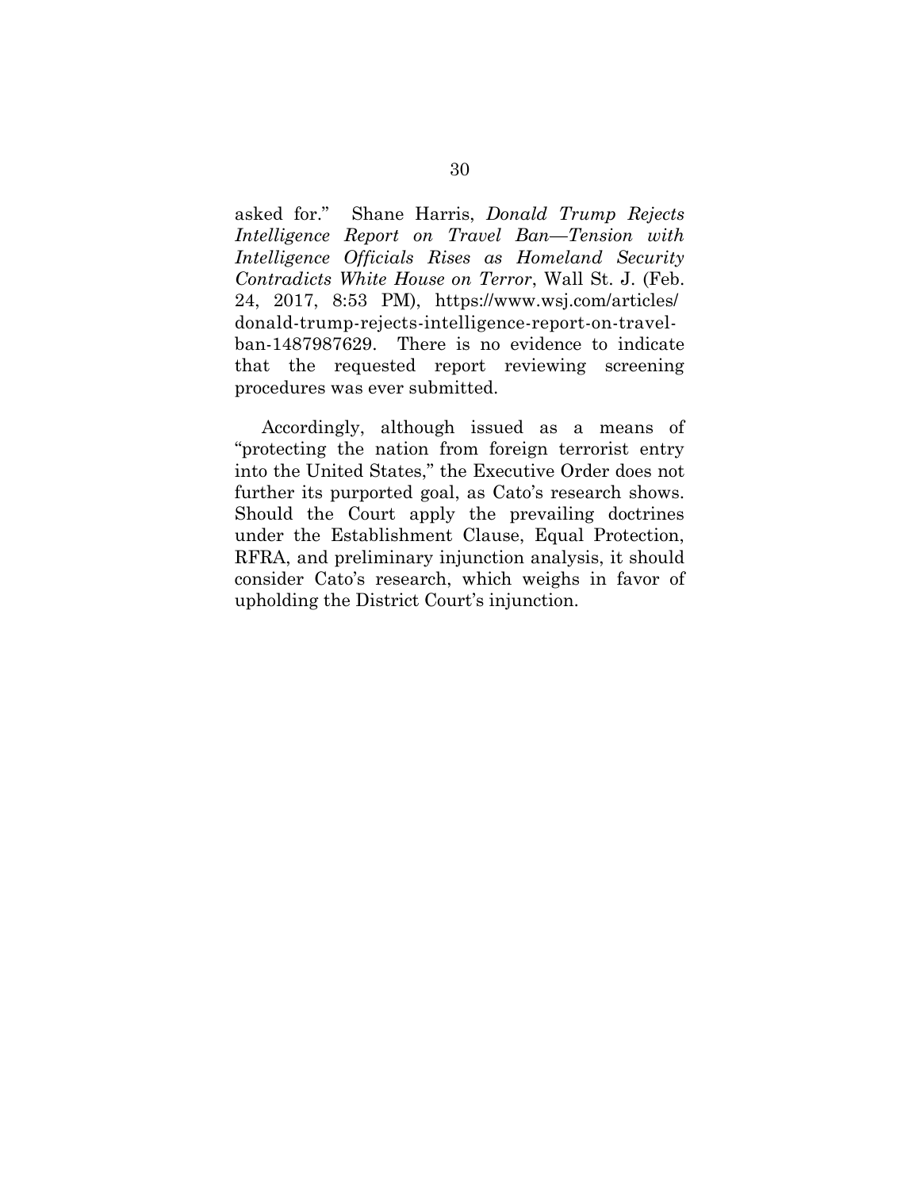asked for." Shane Harris, *Donald Trump Rejects Intelligence Report on Travel Ban—Tension with Intelligence Officials Rises as Homeland Security Contradicts White House on Terror*, Wall St. J. (Feb. 24, 2017, 8:53 PM), https://www.wsj.com/articles/donald-trump-rejects-intelligence-report-on-travel-ban-1487987629. There is no evidence to indicate that the requested report reviewing screening procedures was ever submitted.

Accordingly, although issued as a means of "protecting the nation from foreign terrorist entry into the United States," the Executive Order does not further its purported goal, as Cato's research shows. Should the Court apply the prevailing doctrines under the Establishment Clause, Equal Protection, RFRA, and preliminary injunction analysis, it should consider Cato's research, which weighs in favor of upholding the District Court's injunction.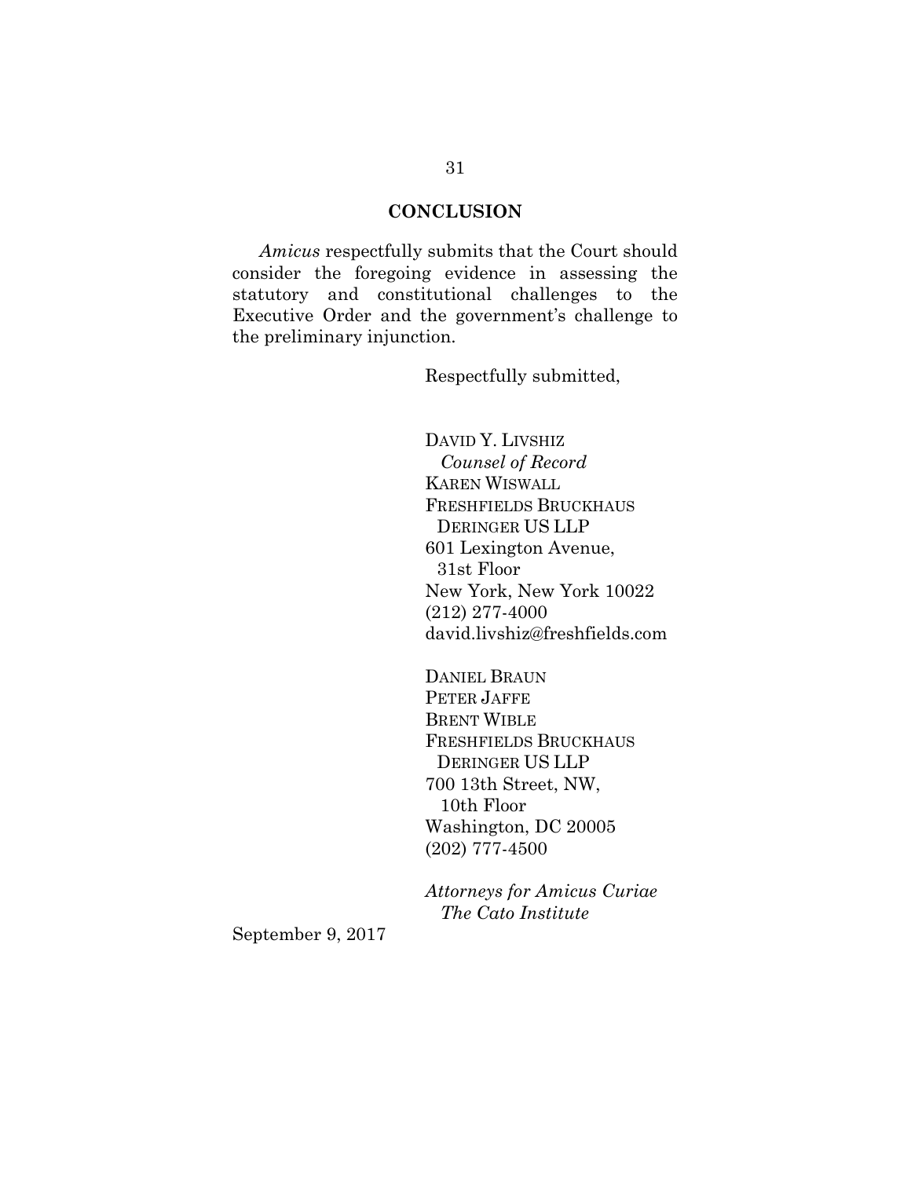## CONCLUSION

*Amicus* respectfully submits that the Court should consider the foregoing evidence in assessing the statutory and constitutional challenges to the Executive Order and the government's challenge to the preliminary injunction.

Respectfully submitted,

DAVID Y. LIVSHIZ
*Counsel of Record*
KAREN WISWALL
FRESHFIELDS BRUCKHAUS DERINGER US LLP
601 Lexington Avenue, 31st Floor
New York, New York 10022
(212) 277-4000
david.livshiz@freshfields.com

DANIEL BRAUN
PETER JAFFE
BRENT WIBLE
FRESHFIELDS BRUCKHAUS DERINGER US LLP
700 13th Street, NW, 10th Floor
Washington, DC 20005
(202) 777-4500

*Attorneys for Amicus Curiae The Cato Institute*

September 9, 2017